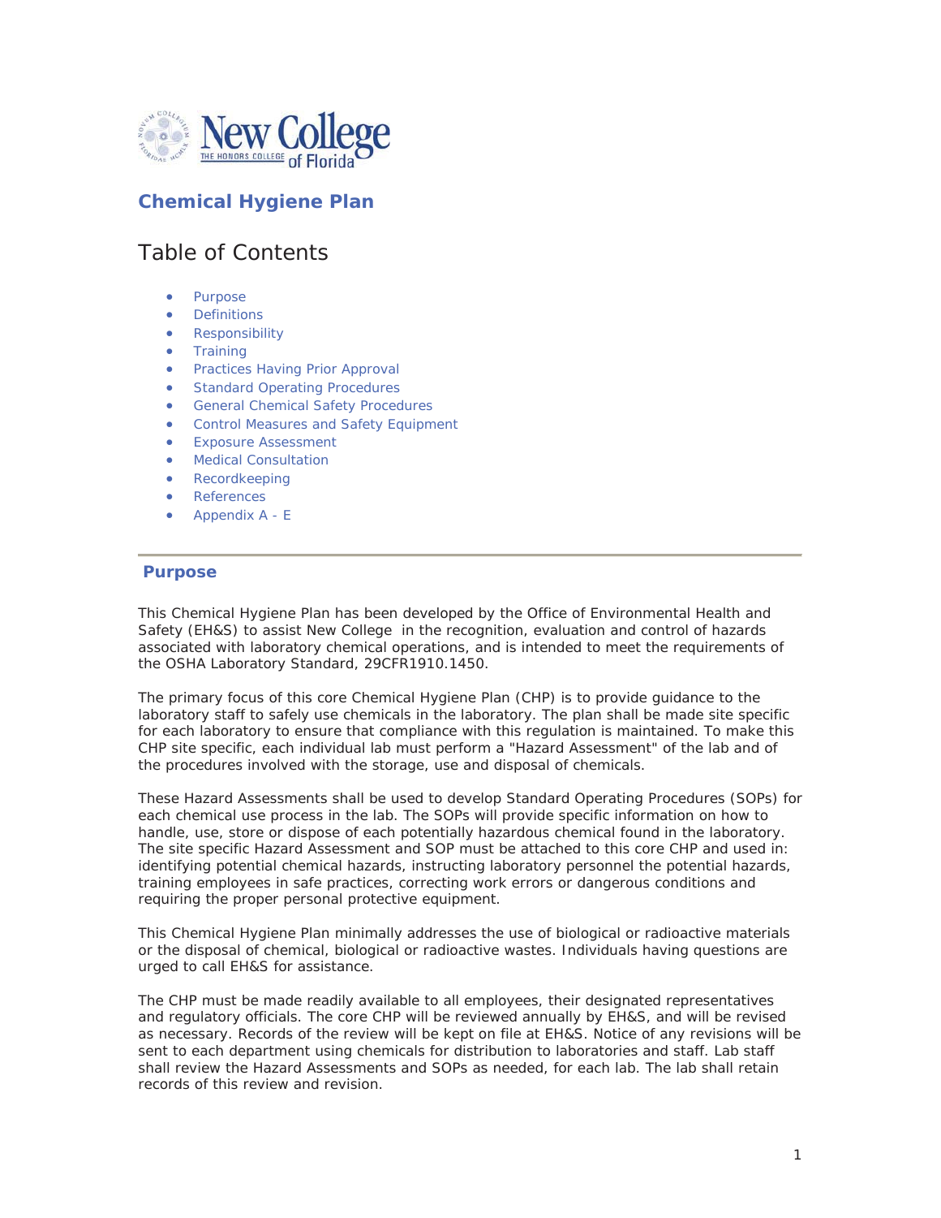New College of Florida — The Honors College

# Chemical Hygiene Plan

## Table of Contents

- Purpose
- Definitions
- Responsibility
- Training
- Practices Having Prior Approval
- Standard Operating Procedures
- General Chemical Safety Procedures
- Control Measures and Safety Equipment
- Exposure Assessment
- Medical Consultation
- Recordkeeping
- References
- Appendix A - E

---

## Purpose

This Chemical Hygiene Plan has been developed by the Office of Environmental Health and Safety (EH&S) to assist New College in the recognition, evaluation and control of hazards associated with laboratory chemical operations, and is intended to meet the requirements of the OSHA Laboratory Standard, 29CFR1910.1450.

The primary focus of this core Chemical Hygiene Plan (CHP) is to provide guidance to the laboratory staff to safely use chemicals in the laboratory. The plan shall be made site specific for each laboratory to ensure that compliance with this regulation is maintained. To make this CHP site specific, each individual lab must perform a "Hazard Assessment" of the lab and of the procedures involved with the storage, use and disposal of chemicals.

These Hazard Assessments shall be used to develop Standard Operating Procedures (SOPs) for each chemical use process in the lab. The SOPs will provide specific information on how to handle, use, store or dispose of each potentially hazardous chemical found in the laboratory. The site specific Hazard Assessment and SOP must be attached to this core CHP and used in: identifying potential chemical hazards, instructing laboratory personnel the potential hazards, training employees in safe practices, correcting work errors or dangerous conditions and requiring the proper personal protective equipment.

This Chemical Hygiene Plan minimally addresses the use of biological or radioactive materials or the disposal of chemical, biological or radioactive wastes. Individuals having questions are urged to call EH&S for assistance.

The CHP must be made readily available to all employees, their designated representatives and regulatory officials. The core CHP will be reviewed annually by EH&S, and will be revised as necessary. Records of the review will be kept on file at EH&S. Notice of any revisions will be sent to each department using chemicals for distribution to laboratories and staff. Lab staff shall review the Hazard Assessments and SOPs as needed, for each lab. The lab shall retain records of this review and revision.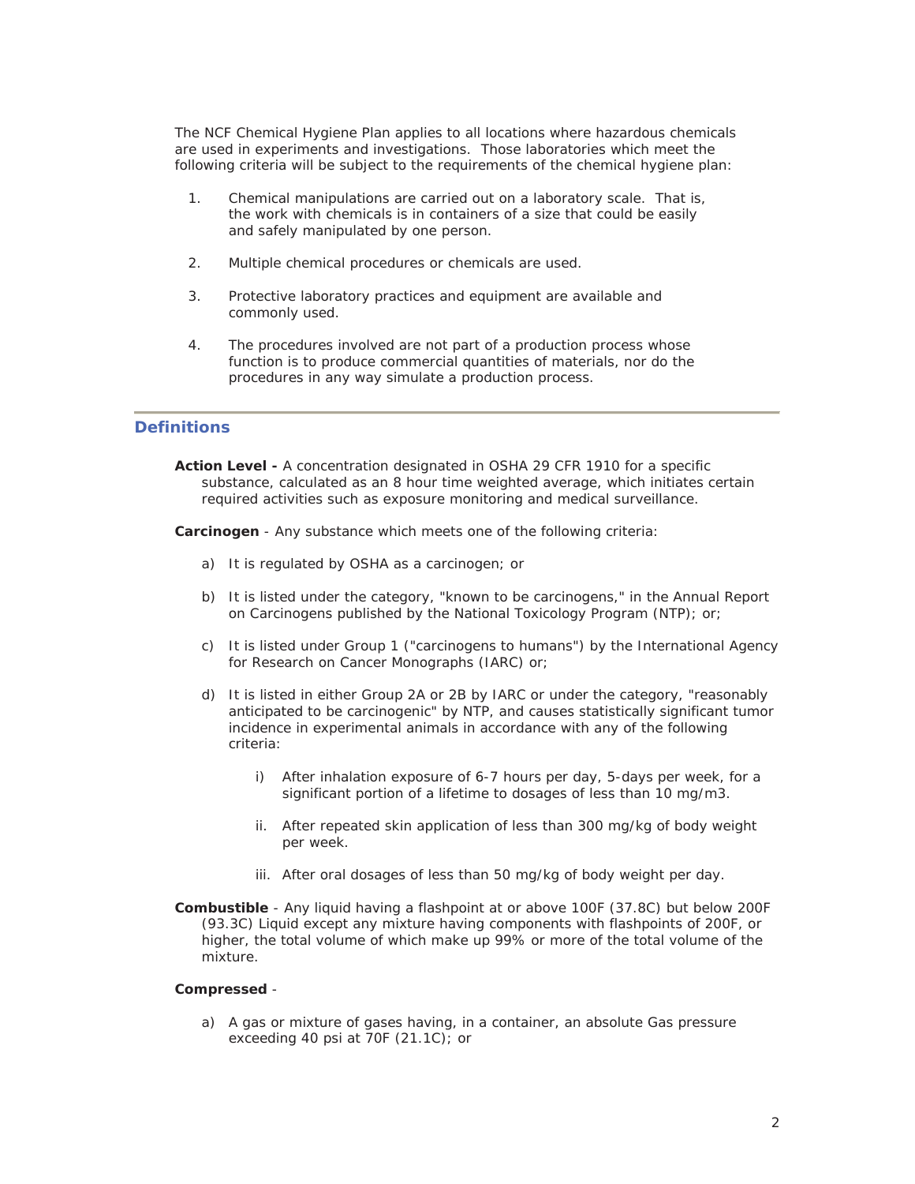The NCF Chemical Hygiene Plan applies to all locations where hazardous chemicals are used in experiments and investigations. Those laboratories which meet the following criteria will be subject to the requirements of the chemical hygiene plan:

1. Chemical manipulations are carried out on a laboratory scale. That is, the work with chemicals is in containers of a size that could be easily and safely manipulated by one person.
2. Multiple chemical procedures or chemicals are used.
3. Protective laboratory practices and equipment are available and commonly used.
4. The procedures involved are not part of a production process whose function is to produce commercial quantities of materials, nor do the procedures in any way simulate a production process.

## Definitions

**Action Level -** A concentration designated in OSHA 29 CFR 1910 for a specific substance, calculated as an 8 hour time weighted average, which initiates certain required activities such as exposure monitoring and medical surveillance.

**Carcinogen** - Any substance which meets one of the following criteria:

a) It is regulated by OSHA as a carcinogen; or

b) It is listed under the category, "known to be carcinogens," in the Annual Report on Carcinogens published by the National Toxicology Program (NTP); or;

c) It is listed under Group 1 ("carcinogens to humans") by the International Agency for Research on Cancer Monographs (IARC) or;

d) It is listed in either Group 2A or 2B by IARC or under the category, "reasonably anticipated to be carcinogenic" by NTP, and causes statistically significant tumor incidence in experimental animals in accordance with any of the following criteria:

   i) After inhalation exposure of 6-7 hours per day, 5-days per week, for a significant portion of a lifetime to dosages of less than 10 mg/m3.

   ii. After repeated skin application of less than 300 mg/kg of body weight per week.

   iii. After oral dosages of less than 50 mg/kg of body weight per day.

**Combustible** - Any liquid having a flashpoint at or above 100F (37.8C) but below 200F (93.3C) Liquid except any mixture having components with flashpoints of 200F, or higher, the total volume of which make up 99% or more of the total volume of the mixture.

**Compressed** -

a) A gas or mixture of gases having, in a container, an absolute Gas pressure exceeding 40 psi at 70F (21.1C); or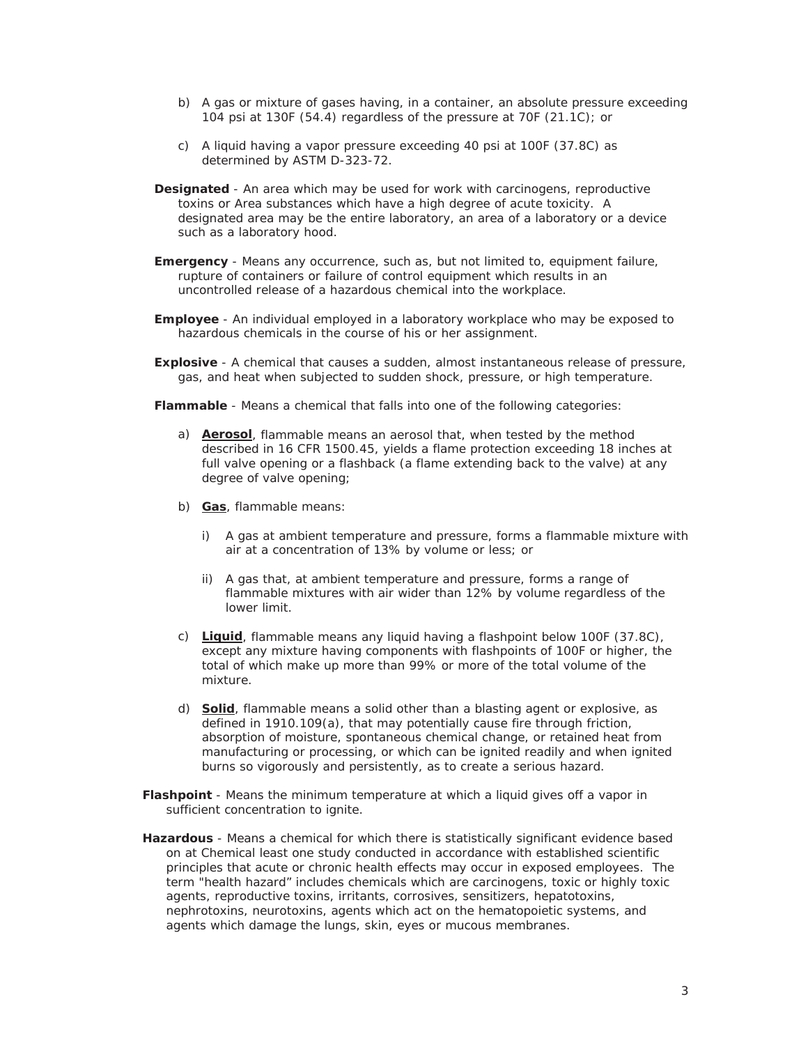b) A gas or mixture of gases having, in a container, an absolute pressure exceeding 104 psi at 130F (54.4) regardless of the pressure at 70F (21.1C); or

c) A liquid having a vapor pressure exceeding 40 psi at 100F (37.8C) as determined by ASTM D-323-72.

**Designated** - An area which may be used for work with carcinogens, reproductive toxins or Area substances which have a high degree of acute toxicity. A designated area may be the entire laboratory, an area of a laboratory or a device such as a laboratory hood.

**Emergency** - Means any occurrence, such as, but not limited to, equipment failure, rupture of containers or failure of control equipment which results in an uncontrolled release of a hazardous chemical into the workplace.

**Employee** - An individual employed in a laboratory workplace who may be exposed to hazardous chemicals in the course of his or her assignment.

**Explosive** - A chemical that causes a sudden, almost instantaneous release of pressure, gas, and heat when subjected to sudden shock, pressure, or high temperature.

**Flammable** - Means a chemical that falls into one of the following categories:

a) **Aerosol**, flammable means an aerosol that, when tested by the method described in 16 CFR 1500.45, yields a flame protection exceeding 18 inches at full valve opening or a flashback (a flame extending back to the valve) at any degree of valve opening;

b) **Gas**, flammable means:

   i) A gas at ambient temperature and pressure, forms a flammable mixture with air at a concentration of 13% by volume or less; or

   ii) A gas that, at ambient temperature and pressure, forms a range of flammable mixtures with air wider than 12% by volume regardless of the lower limit.

c) **Liquid**, flammable means any liquid having a flashpoint below 100F (37.8C), except any mixture having components with flashpoints of 100F or higher, the total of which make up more than 99% or more of the total volume of the mixture.

d) **Solid**, flammable means a solid other than a blasting agent or explosive, as defined in 1910.109(a), that may potentially cause fire through friction, absorption of moisture, spontaneous chemical change, or retained heat from manufacturing or processing, or which can be ignited readily and when ignited burns so vigorously and persistently, as to create a serious hazard.

**Flashpoint** - Means the minimum temperature at which a liquid gives off a vapor in sufficient concentration to ignite.

**Hazardous** - Means a chemical for which there is statistically significant evidence based on at Chemical least one study conducted in accordance with established scientific principles that acute or chronic health effects may occur in exposed employees. The term "health hazard" includes chemicals which are carcinogens, toxic or highly toxic agents, reproductive toxins, irritants, corrosives, sensitizers, hepatotoxins, nephrotoxins, neurotoxins, agents which act on the hematopoietic systems, and agents which damage the lungs, skin, eyes or mucous membranes.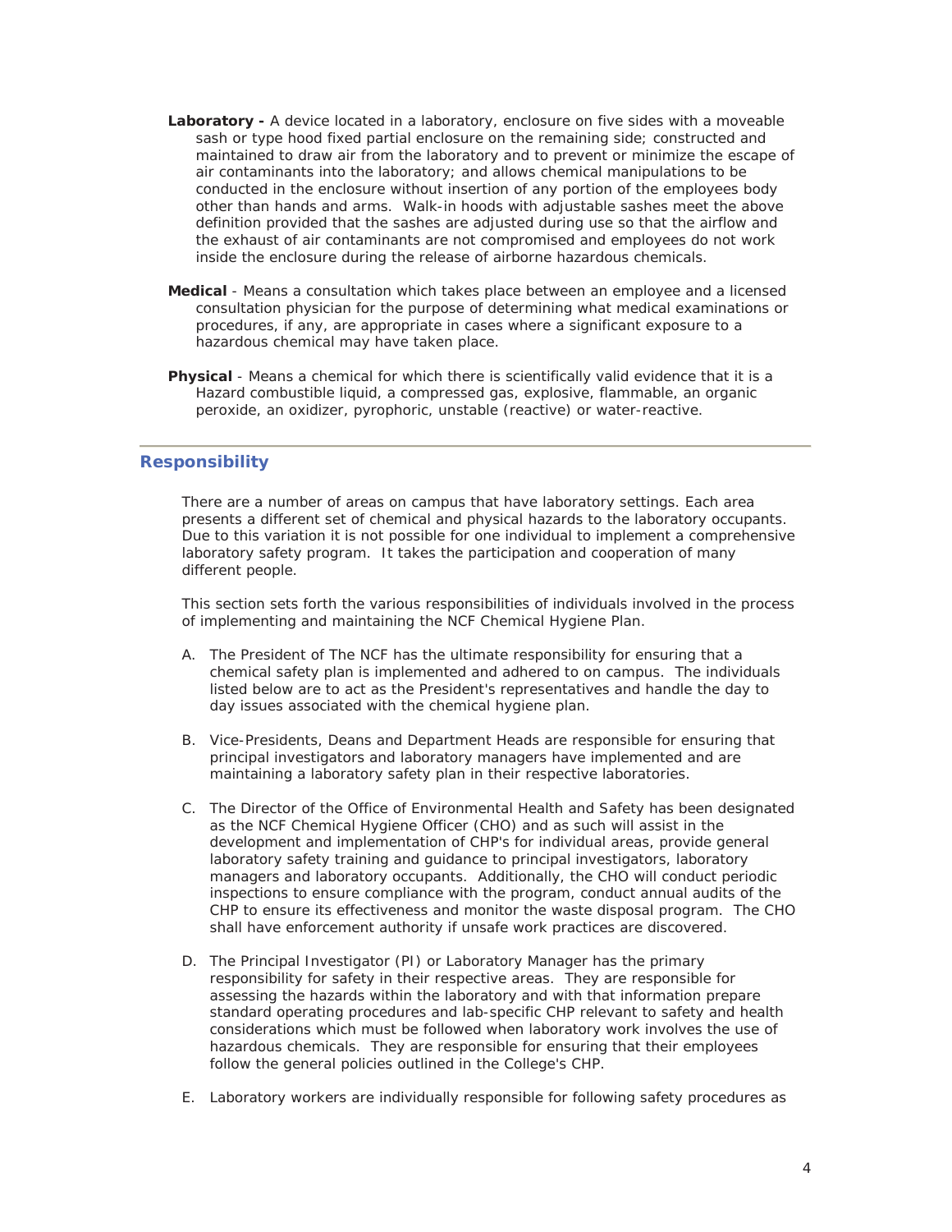**Laboratory -** A device located in a laboratory, enclosure on five sides with a moveable sash or type hood fixed partial enclosure on the remaining side; constructed and maintained to draw air from the laboratory and to prevent or minimize the escape of air contaminants into the laboratory; and allows chemical manipulations to be conducted in the enclosure without insertion of any portion of the employees body other than hands and arms. Walk-in hoods with adjustable sashes meet the above definition provided that the sashes are adjusted during use so that the airflow and the exhaust of air contaminants are not compromised and employees do not work inside the enclosure during the release of airborne hazardous chemicals.

**Medical** - Means a consultation which takes place between an employee and a licensed consultation physician for the purpose of determining what medical examinations or procedures, if any, are appropriate in cases where a significant exposure to a hazardous chemical may have taken place.

**Physical** - Means a chemical for which there is scientifically valid evidence that it is a Hazard combustible liquid, a compressed gas, explosive, flammable, an organic peroxide, an oxidizer, pyrophoric, unstable (reactive) or water-reactive.

## Responsibility

There are a number of areas on campus that have laboratory settings. Each area presents a different set of chemical and physical hazards to the laboratory occupants. Due to this variation it is not possible for one individual to implement a comprehensive laboratory safety program. It takes the participation and cooperation of many different people.

This section sets forth the various responsibilities of individuals involved in the process of implementing and maintaining the NCF Chemical Hygiene Plan.

A. The President of The NCF has the ultimate responsibility for ensuring that a chemical safety plan is implemented and adhered to on campus. The individuals listed below are to act as the President's representatives and handle the day to day issues associated with the chemical hygiene plan.

B. Vice-Presidents, Deans and Department Heads are responsible for ensuring that principal investigators and laboratory managers have implemented and are maintaining a laboratory safety plan in their respective laboratories.

C. The Director of the Office of Environmental Health and Safety has been designated as the NCF Chemical Hygiene Officer (CHO) and as such will assist in the development and implementation of CHP's for individual areas, provide general laboratory safety training and guidance to principal investigators, laboratory managers and laboratory occupants. Additionally, the CHO will conduct periodic inspections to ensure compliance with the program, conduct annual audits of the CHP to ensure its effectiveness and monitor the waste disposal program. The CHO shall have enforcement authority if unsafe work practices are discovered.

D. The Principal Investigator (PI) or Laboratory Manager has the primary responsibility for safety in their respective areas. They are responsible for assessing the hazards within the laboratory and with that information prepare standard operating procedures and lab-specific CHP relevant to safety and health considerations which must be followed when laboratory work involves the use of hazardous chemicals. They are responsible for ensuring that their employees follow the general policies outlined in the College's CHP.

E. Laboratory workers are individually responsible for following safety procedures as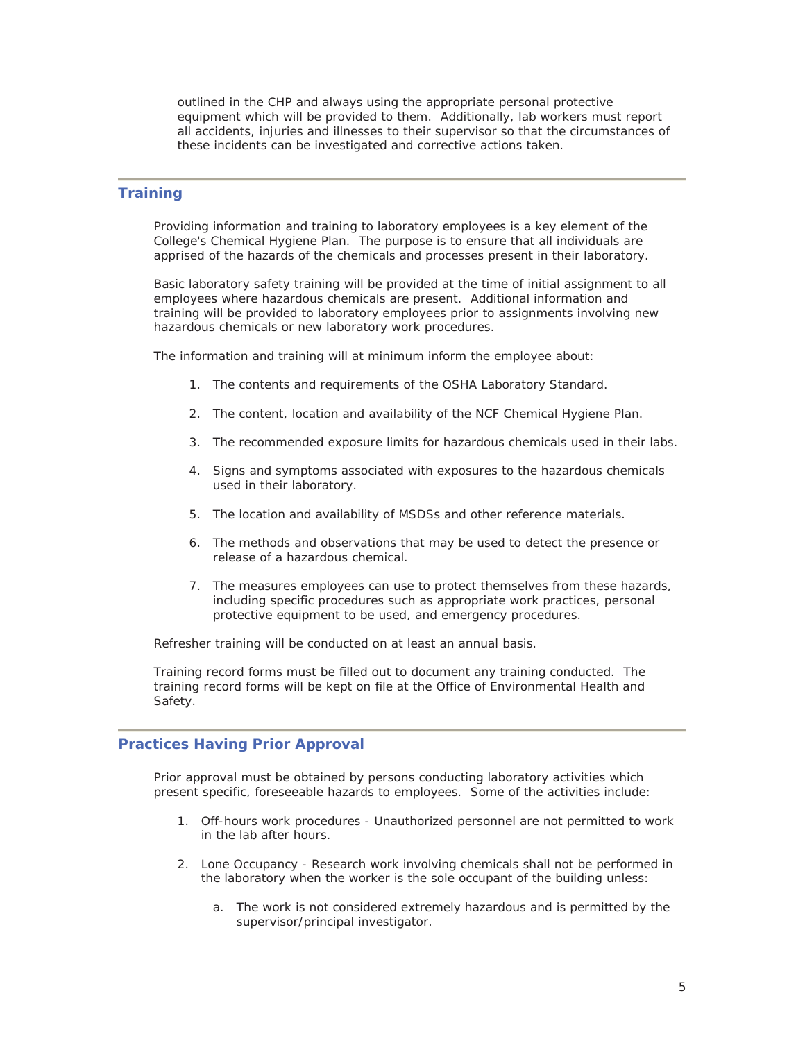outlined in the CHP and always using the appropriate personal protective equipment which will be provided to them. Additionally, lab workers must report all accidents, injuries and illnesses to their supervisor so that the circumstances of these incidents can be investigated and corrective actions taken.

## Training

Providing information and training to laboratory employees is a key element of the College's Chemical Hygiene Plan. The purpose is to ensure that all individuals are apprised of the hazards of the chemicals and processes present in their laboratory.

Basic laboratory safety training will be provided at the time of initial assignment to all employees where hazardous chemicals are present. Additional information and training will be provided to laboratory employees prior to assignments involving new hazardous chemicals or new laboratory work procedures.

The information and training will at minimum inform the employee about:

1. The contents and requirements of the OSHA Laboratory Standard.
2. The content, location and availability of the NCF Chemical Hygiene Plan.
3. The recommended exposure limits for hazardous chemicals used in their labs.
4. Signs and symptoms associated with exposures to the hazardous chemicals used in their laboratory.
5. The location and availability of MSDSs and other reference materials.
6. The methods and observations that may be used to detect the presence or release of a hazardous chemical.
7. The measures employees can use to protect themselves from these hazards, including specific procedures such as appropriate work practices, personal protective equipment to be used, and emergency procedures.

Refresher training will be conducted on at least an annual basis.

Training record forms must be filled out to document any training conducted. The training record forms will be kept on file at the Office of Environmental Health and Safety.

## Practices Having Prior Approval

Prior approval must be obtained by persons conducting laboratory activities which present specific, foreseeable hazards to employees. Some of the activities include:

1. Off-hours work procedures - Unauthorized personnel are not permitted to work in the lab after hours.
2. Lone Occupancy - Research work involving chemicals shall not be performed in the laboratory when the worker is the sole occupant of the building unless:
    a. The work is not considered extremely hazardous and is permitted by the supervisor/principal investigator.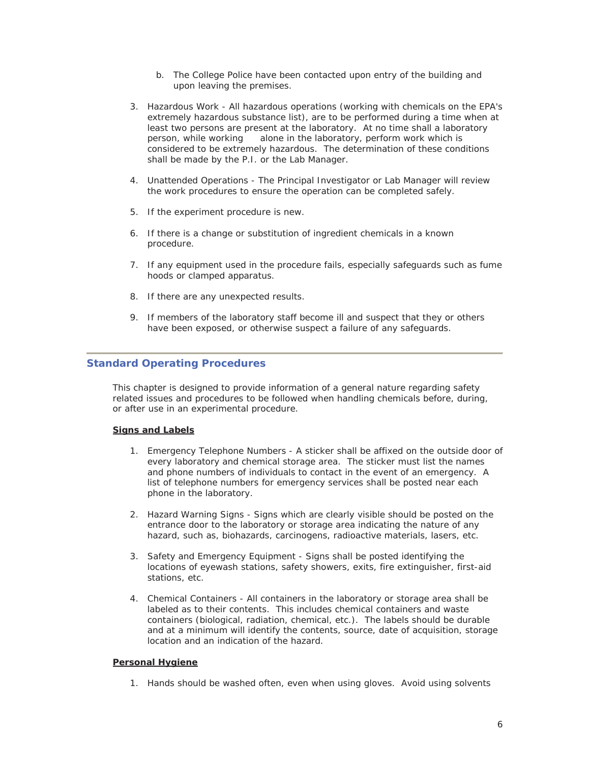b. The College Police have been contacted upon entry of the building and upon leaving the premises.

3. Hazardous Work - All hazardous operations (working with chemicals on the EPA's extremely hazardous substance list), are to be performed during a time when at least two persons are present at the laboratory. At no time shall a laboratory person, while working alone in the laboratory, perform work which is considered to be extremely hazardous. The determination of these conditions shall be made by the P.I. or the Lab Manager.

4. Unattended Operations - The Principal Investigator or Lab Manager will review the work procedures to ensure the operation can be completed safely.

5. If the experiment procedure is new.

6. If there is a change or substitution of ingredient chemicals in a known procedure.

7. If any equipment used in the procedure fails, especially safeguards such as fume hoods or clamped apparatus.

8. If there are any unexpected results.

9. If members of the laboratory staff become ill and suspect that they or others have been exposed, or otherwise suspect a failure of any safeguards.

## Standard Operating Procedures

This chapter is designed to provide information of a general nature regarding safety related issues and procedures to be followed when handling chemicals before, during, or after use in an experimental procedure.

### Signs and Labels

1. Emergency Telephone Numbers - A sticker shall be affixed on the outside door of every laboratory and chemical storage area. The sticker must list the names and phone numbers of individuals to contact in the event of an emergency. A list of telephone numbers for emergency services shall be posted near each phone in the laboratory.

2. Hazard Warning Signs - Signs which are clearly visible should be posted on the entrance door to the laboratory or storage area indicating the nature of any hazard, such as, biohazards, carcinogens, radioactive materials, lasers, etc.

3. Safety and Emergency Equipment - Signs shall be posted identifying the locations of eyewash stations, safety showers, exits, fire extinguisher, first-aid stations, etc.

4. Chemical Containers - All containers in the laboratory or storage area shall be labeled as to their contents. This includes chemical containers and waste containers (biological, radiation, chemical, etc.). The labels should be durable and at a minimum will identify the contents, source, date of acquisition, storage location and an indication of the hazard.

### Personal Hygiene

1. Hands should be washed often, even when using gloves. Avoid using solvents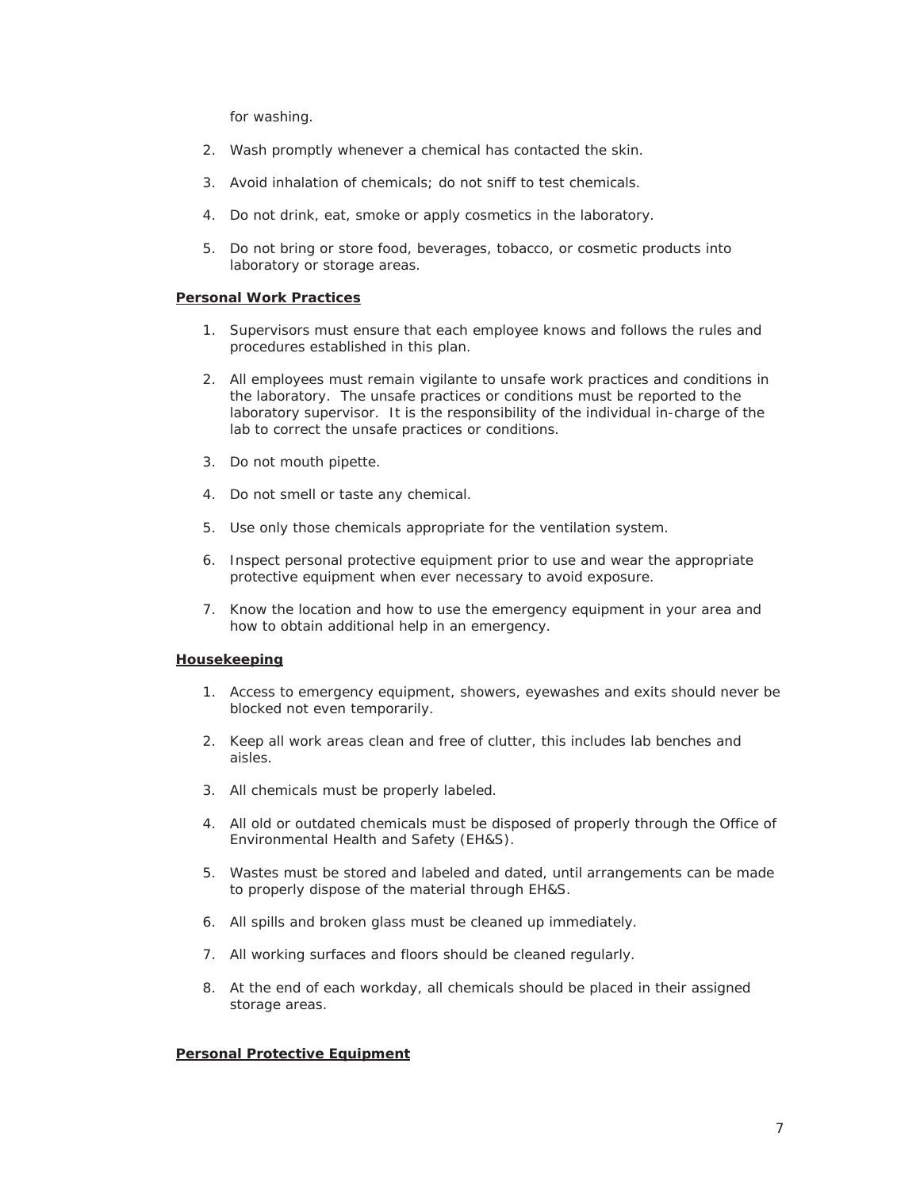for washing.

2. Wash promptly whenever a chemical has contacted the skin.

3. Avoid inhalation of chemicals; do not sniff to test chemicals.

4. Do not drink, eat, smoke or apply cosmetics in the laboratory.

5. Do not bring or store food, beverages, tobacco, or cosmetic products into laboratory or storage areas.

**Personal Work Practices**

1. Supervisors must ensure that each employee knows and follows the rules and procedures established in this plan.

2. All employees must remain vigilante to unsafe work practices and conditions in the laboratory. The unsafe practices or conditions must be reported to the laboratory supervisor. It is the responsibility of the individual in-charge of the lab to correct the unsafe practices or conditions.

3. Do not mouth pipette.

4. Do not smell or taste any chemical.

5. Use only those chemicals appropriate for the ventilation system.

6. Inspect personal protective equipment prior to use and wear the appropriate protective equipment when ever necessary to avoid exposure.

7. Know the location and how to use the emergency equipment in your area and how to obtain additional help in an emergency.

**Housekeeping**

1. Access to emergency equipment, showers, eyewashes and exits should never be blocked not even temporarily.

2. Keep all work areas clean and free of clutter, this includes lab benches and aisles.

3. All chemicals must be properly labeled.

4. All old or outdated chemicals must be disposed of properly through the Office of Environmental Health and Safety (EH&S).

5. Wastes must be stored and labeled and dated, until arrangements can be made to properly dispose of the material through EH&S.

6. All spills and broken glass must be cleaned up immediately.

7. All working surfaces and floors should be cleaned regularly.

8. At the end of each workday, all chemicals should be placed in their assigned storage areas.

**Personal Protective Equipment**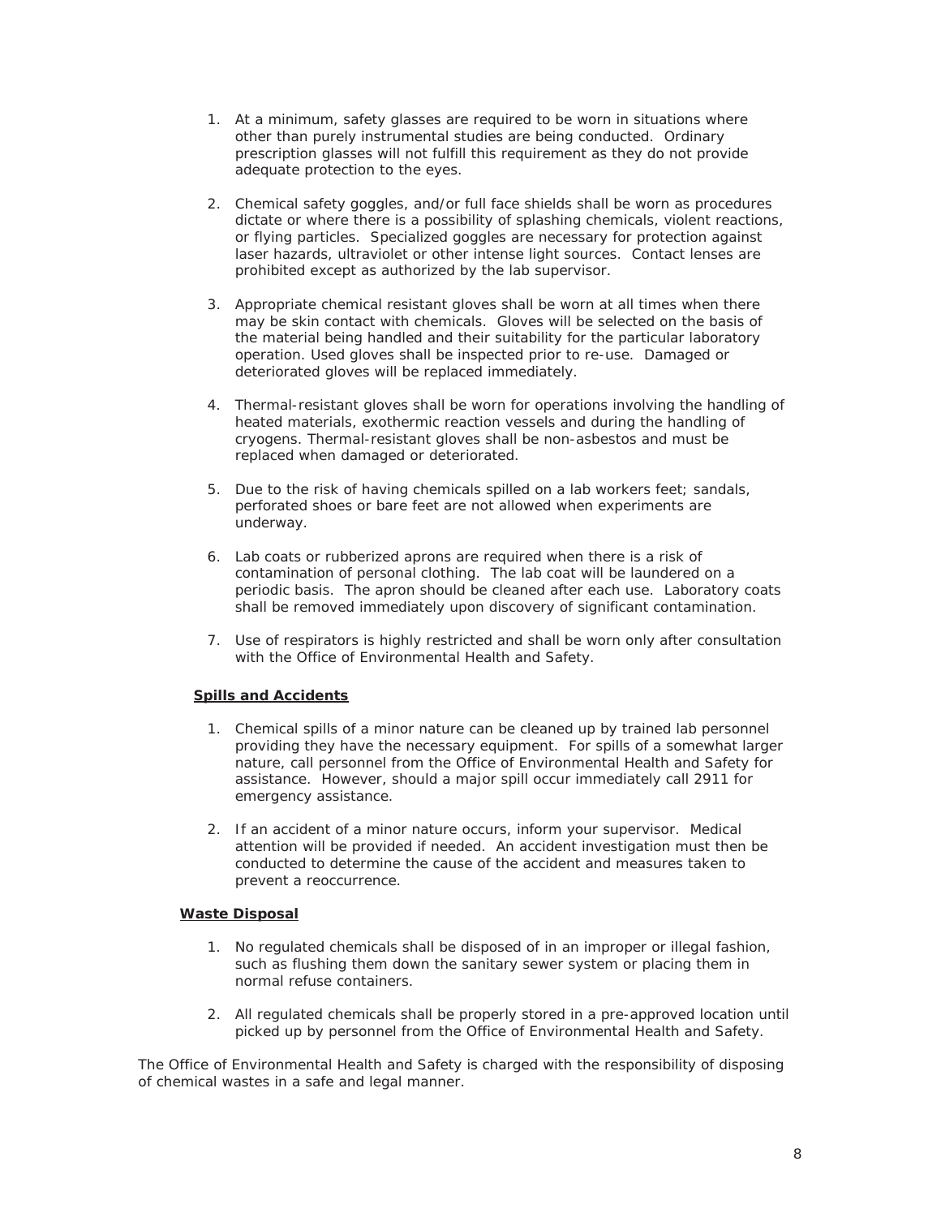1. At a minimum, safety glasses are required to be worn in situations where other than purely instrumental studies are being conducted. Ordinary prescription glasses will not fulfill this requirement as they do not provide adequate protection to the eyes.

2. Chemical safety goggles, and/or full face shields shall be worn as procedures dictate or where there is a possibility of splashing chemicals, violent reactions, or flying particles. Specialized goggles are necessary for protection against laser hazards, ultraviolet or other intense light sources. Contact lenses are prohibited except as authorized by the lab supervisor.

3. Appropriate chemical resistant gloves shall be worn at all times when there may be skin contact with chemicals. Gloves will be selected on the basis of the material being handled and their suitability for the particular laboratory operation. Used gloves shall be inspected prior to re-use. Damaged or deteriorated gloves will be replaced immediately.

4. Thermal-resistant gloves shall be worn for operations involving the handling of heated materials, exothermic reaction vessels and during the handling of cryogens. Thermal-resistant gloves shall be non-asbestos and must be replaced when damaged or deteriorated.

5. Due to the risk of having chemicals spilled on a lab workers feet; sandals, perforated shoes or bare feet are not allowed when experiments are underway.

6. Lab coats or rubberized aprons are required when there is a risk of contamination of personal clothing. The lab coat will be laundered on a periodic basis. The apron should be cleaned after each use. Laboratory coats shall be removed immediately upon discovery of significant contamination.

7. Use of respirators is highly restricted and shall be worn only after consultation with the Office of Environmental Health and Safety.

**Spills and Accidents**

1. Chemical spills of a minor nature can be cleaned up by trained lab personnel providing they have the necessary equipment. For spills of a somewhat larger nature, call personnel from the Office of Environmental Health and Safety for assistance. However, should a major spill occur immediately call 2911 for emergency assistance.

2. If an accident of a minor nature occurs, inform your supervisor. Medical attention will be provided if needed. An accident investigation must then be conducted to determine the cause of the accident and measures taken to prevent a reoccurrence.

**Waste Disposal**

1. No regulated chemicals shall be disposed of in an improper or illegal fashion, such as flushing them down the sanitary sewer system or placing them in normal refuse containers.

2. All regulated chemicals shall be properly stored in a pre-approved location until picked up by personnel from the Office of Environmental Health and Safety.

The Office of Environmental Health and Safety is charged with the responsibility of disposing of chemical wastes in a safe and legal manner.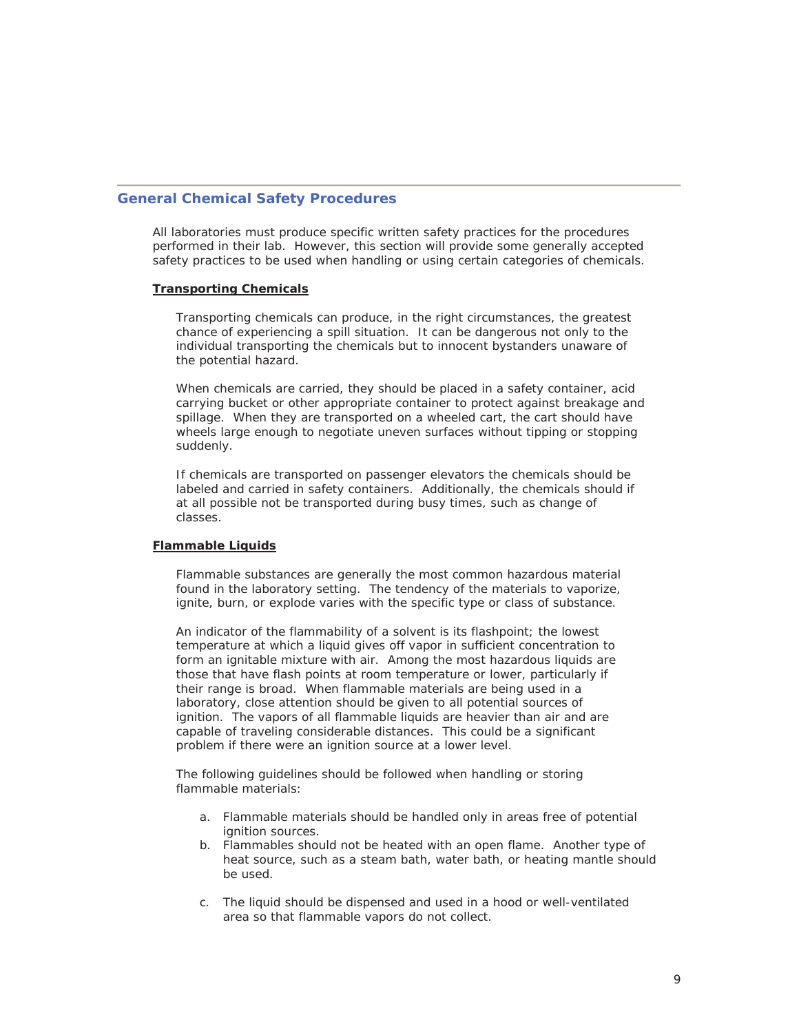## General Chemical Safety Procedures

All laboratories must produce specific written safety practices for the procedures performed in their lab. However, this section will provide some generally accepted safety practices to be used when handling or using certain categories of chemicals.

### Transporting Chemicals

Transporting chemicals can produce, in the right circumstances, the greatest chance of experiencing a spill situation. It can be dangerous not only to the individual transporting the chemicals but to innocent bystanders unaware of the potential hazard.

When chemicals are carried, they should be placed in a safety container, acid carrying bucket or other appropriate container to protect against breakage and spillage. When they are transported on a wheeled cart, the cart should have wheels large enough to negotiate uneven surfaces without tipping or stopping suddenly.

If chemicals are transported on passenger elevators the chemicals should be labeled and carried in safety containers. Additionally, the chemicals should if at all possible not be transported during busy times, such as change of classes.

### Flammable Liquids

Flammable substances are generally the most common hazardous material found in the laboratory setting. The tendency of the materials to vaporize, ignite, burn, or explode varies with the specific type or class of substance.

An indicator of the flammability of a solvent is its flashpoint; the lowest temperature at which a liquid gives off vapor in sufficient concentration to form an ignitable mixture with air. Among the most hazardous liquids are those that have flash points at room temperature or lower, particularly if their range is broad. When flammable materials are being used in a laboratory, close attention should be given to all potential sources of ignition. The vapors of all flammable liquids are heavier than air and are capable of traveling considerable distances. This could be a significant problem if there were an ignition source at a lower level.

The following guidelines should be followed when handling or storing flammable materials:

a. Flammable materials should be handled only in areas free of potential ignition sources.
b. Flammables should not be heated with an open flame. Another type of heat source, such as a steam bath, water bath, or heating mantle should be used.
c. The liquid should be dispensed and used in a hood or well-ventilated area so that flammable vapors do not collect.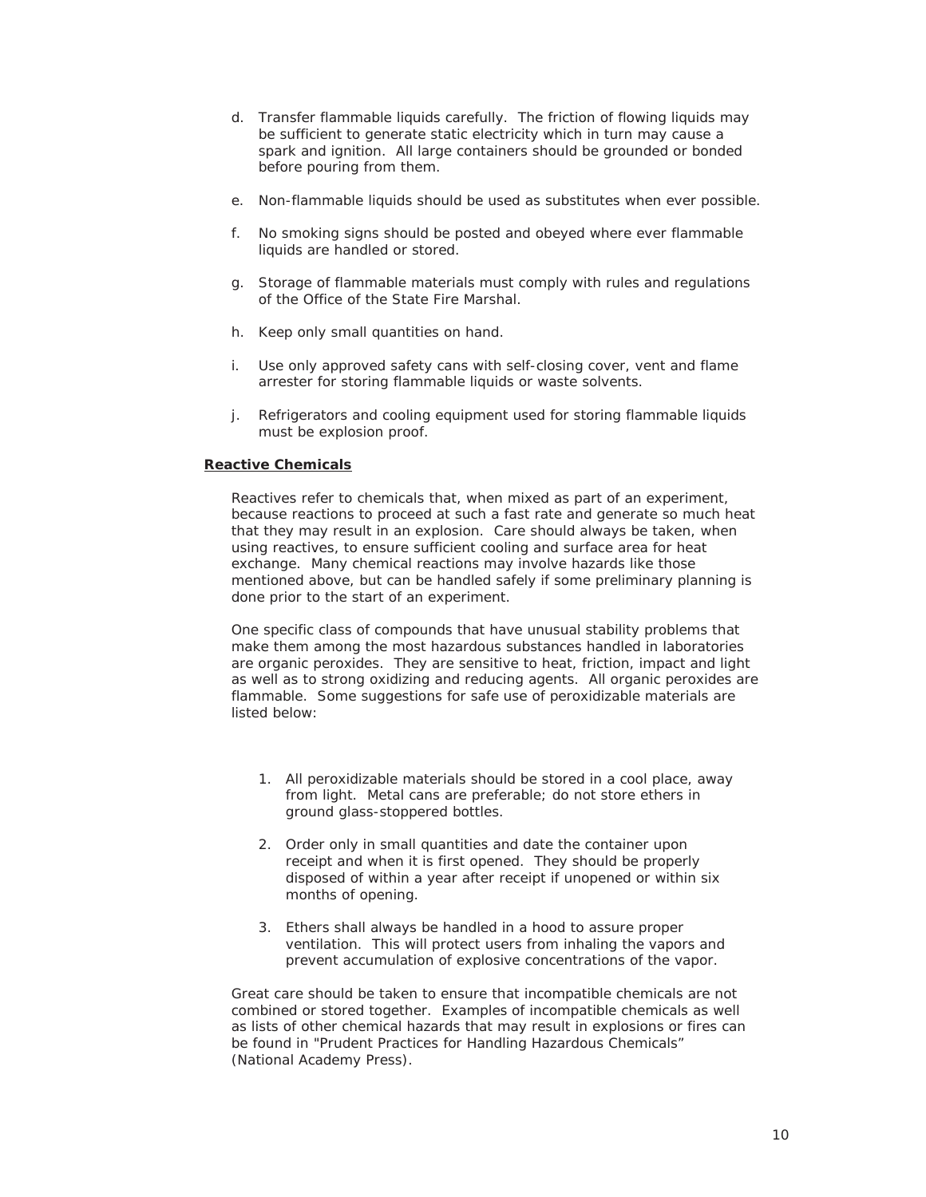d. Transfer flammable liquids carefully. The friction of flowing liquids may be sufficient to generate static electricity which in turn may cause a spark and ignition. All large containers should be grounded or bonded before pouring from them.

e. Non-flammable liquids should be used as substitutes when ever possible.

f. No smoking signs should be posted and obeyed where ever flammable liquids are handled or stored.

g. Storage of flammable materials must comply with rules and regulations of the Office of the State Fire Marshal.

h. Keep only small quantities on hand.

i. Use only approved safety cans with self-closing cover, vent and flame arrester for storing flammable liquids or waste solvents.

j. Refrigerators and cooling equipment used for storing flammable liquids must be explosion proof.

**Reactive Chemicals**

Reactives refer to chemicals that, when mixed as part of an experiment, because reactions to proceed at such a fast rate and generate so much heat that they may result in an explosion. Care should always be taken, when using reactives, to ensure sufficient cooling and surface area for heat exchange. Many chemical reactions may involve hazards like those mentioned above, but can be handled safely if some preliminary planning is done prior to the start of an experiment.

One specific class of compounds that have unusual stability problems that make them among the most hazardous substances handled in laboratories are organic peroxides. They are sensitive to heat, friction, impact and light as well as to strong oxidizing and reducing agents. All organic peroxides are flammable. Some suggestions for safe use of peroxidizable materials are listed below:

1. All peroxidizable materials should be stored in a cool place, away from light. Metal cans are preferable; do not store ethers in ground glass-stoppered bottles.

2. Order only in small quantities and date the container upon receipt and when it is first opened. They should be properly disposed of within a year after receipt if unopened or within six months of opening.

3. Ethers shall always be handled in a hood to assure proper ventilation. This will protect users from inhaling the vapors and prevent accumulation of explosive concentrations of the vapor.

Great care should be taken to ensure that incompatible chemicals are not combined or stored together. Examples of incompatible chemicals as well as lists of other chemical hazards that may result in explosions or fires can be found in "Prudent Practices for Handling Hazardous Chemicals" (National Academy Press).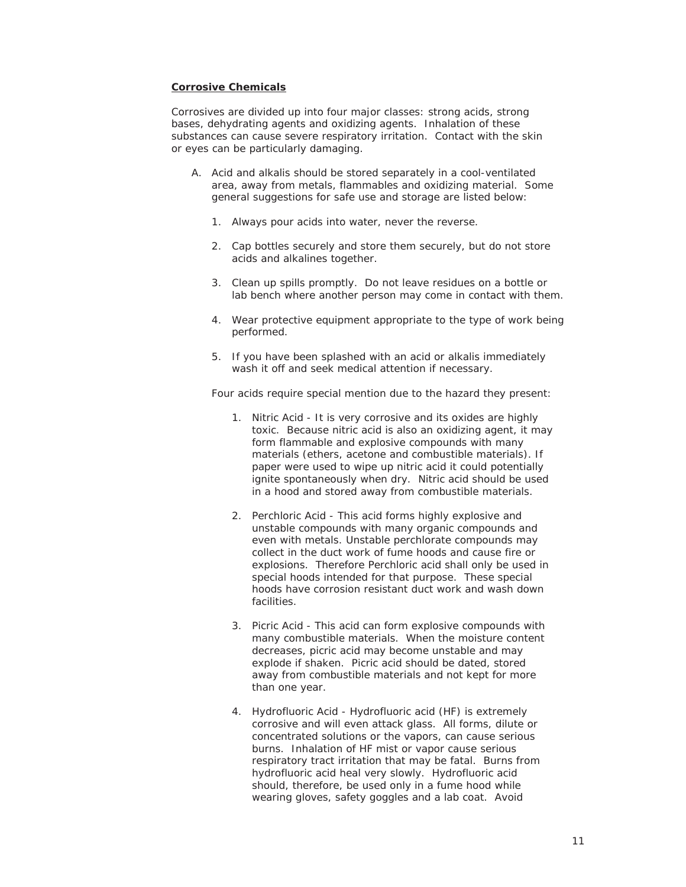**Corrosive Chemicals**

Corrosives are divided up into four major classes: strong acids, strong bases, dehydrating agents and oxidizing agents. Inhalation of these substances can cause severe respiratory irritation. Contact with the skin or eyes can be particularly damaging.

A. Acid and alkalis should be stored separately in a cool-ventilated area, away from metals, flammables and oxidizing material. Some general suggestions for safe use and storage are listed below:

   1. Always pour acids into water, never the reverse.

   2. Cap bottles securely and store them securely, but do not store acids and alkalines together.

   3. Clean up spills promptly. Do not leave residues on a bottle or lab bench where another person may come in contact with them.

   4. Wear protective equipment appropriate to the type of work being performed.

   5. If you have been splashed with an acid or alkalis immediately wash it off and seek medical attention if necessary.

   Four acids require special mention due to the hazard they present:

   1. Nitric Acid - It is very corrosive and its oxides are highly toxic. Because nitric acid is also an oxidizing agent, it may form flammable and explosive compounds with many materials (ethers, acetone and combustible materials). If paper were used to wipe up nitric acid it could potentially ignite spontaneously when dry. Nitric acid should be used in a hood and stored away from combustible materials.

   2. Perchloric Acid - This acid forms highly explosive and unstable compounds with many organic compounds and even with metals. Unstable perchlorate compounds may collect in the duct work of fume hoods and cause fire or explosions. Therefore Perchloric acid shall only be used in special hoods intended for that purpose. These special hoods have corrosion resistant duct work and wash down facilities.

   3. Picric Acid - This acid can form explosive compounds with many combustible materials. When the moisture content decreases, picric acid may become unstable and may explode if shaken. Picric acid should be dated, stored away from combustible materials and not kept for more than one year.

   4. Hydrofluoric Acid - Hydrofluoric acid (HF) is extremely corrosive and will even attack glass. All forms, dilute or concentrated solutions or the vapors, can cause serious burns. Inhalation of HF mist or vapor cause serious respiratory tract irritation that may be fatal. Burns from hydrofluoric acid heal very slowly. Hydrofluoric acid should, therefore, be used only in a fume hood while wearing gloves, safety goggles and a lab coat. Avoid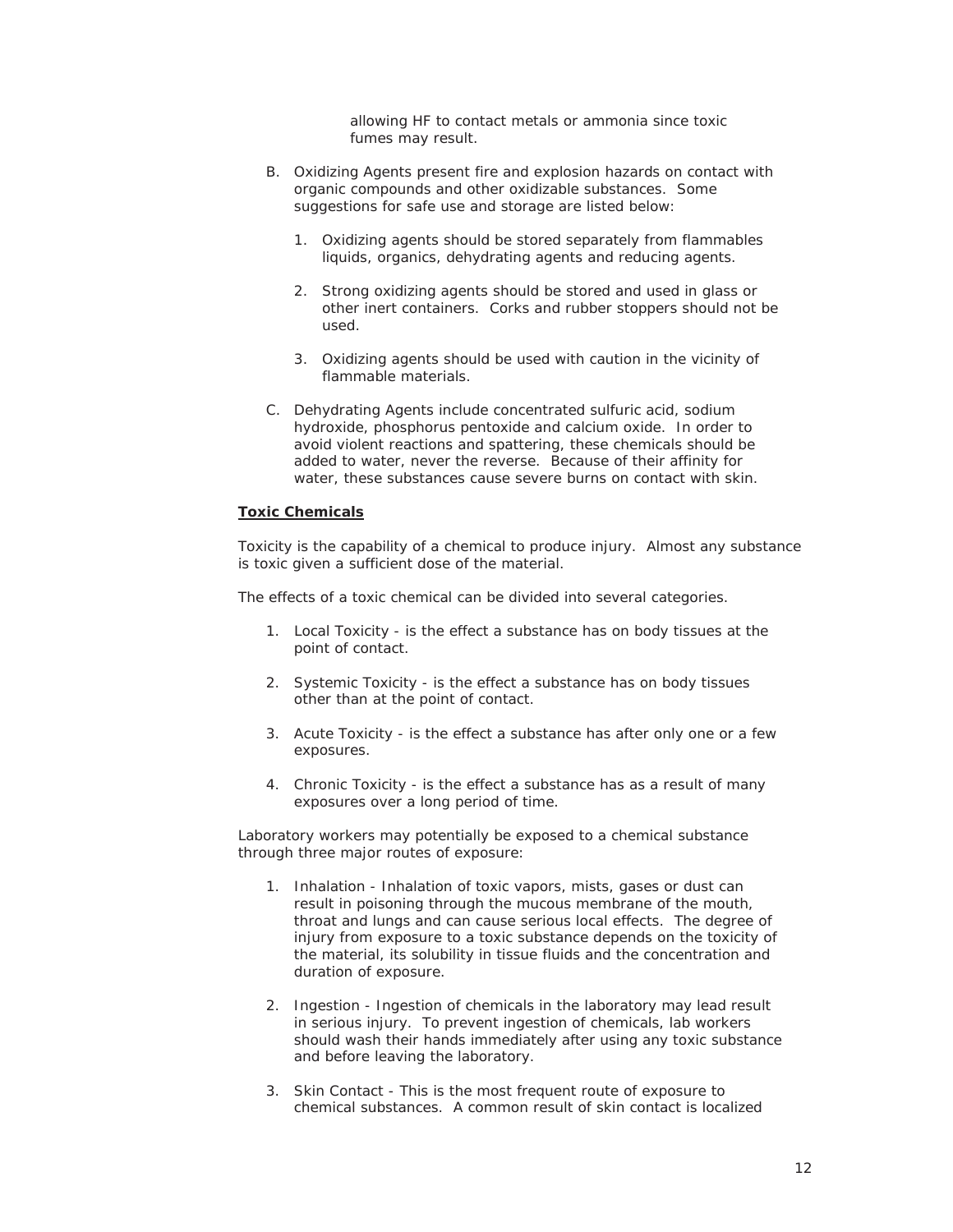allowing HF to contact metals or ammonia since toxic fumes may result.

B. Oxidizing Agents present fire and explosion hazards on contact with organic compounds and other oxidizable substances. Some suggestions for safe use and storage are listed below:

   1. Oxidizing agents should be stored separately from flammables liquids, organics, dehydrating agents and reducing agents.

   2. Strong oxidizing agents should be stored and used in glass or other inert containers. Corks and rubber stoppers should not be used.

   3. Oxidizing agents should be used with caution in the vicinity of flammable materials.

C. Dehydrating Agents include concentrated sulfuric acid, sodium hydroxide, phosphorus pentoxide and calcium oxide. In order to avoid violent reactions and spattering, these chemicals should be added to water, never the reverse. Because of their affinity for water, these substances cause severe burns on contact with skin.

**Toxic Chemicals**

Toxicity is the capability of a chemical to produce injury. Almost any substance is toxic given a sufficient dose of the material.

The effects of a toxic chemical can be divided into several categories.

1. Local Toxicity - is the effect a substance has on body tissues at the point of contact.

2. Systemic Toxicity - is the effect a substance has on body tissues other than at the point of contact.

3. Acute Toxicity - is the effect a substance has after only one or a few exposures.

4. Chronic Toxicity - is the effect a substance has as a result of many exposures over a long period of time.

Laboratory workers may potentially be exposed to a chemical substance through three major routes of exposure:

1. Inhalation - Inhalation of toxic vapors, mists, gases or dust can result in poisoning through the mucous membrane of the mouth, throat and lungs and can cause serious local effects. The degree of injury from exposure to a toxic substance depends on the toxicity of the material, its solubility in tissue fluids and the concentration and duration of exposure.

2. Ingestion - Ingestion of chemicals in the laboratory may lead result in serious injury. To prevent ingestion of chemicals, lab workers should wash their hands immediately after using any toxic substance and before leaving the laboratory.

3. Skin Contact - This is the most frequent route of exposure to chemical substances. A common result of skin contact is localized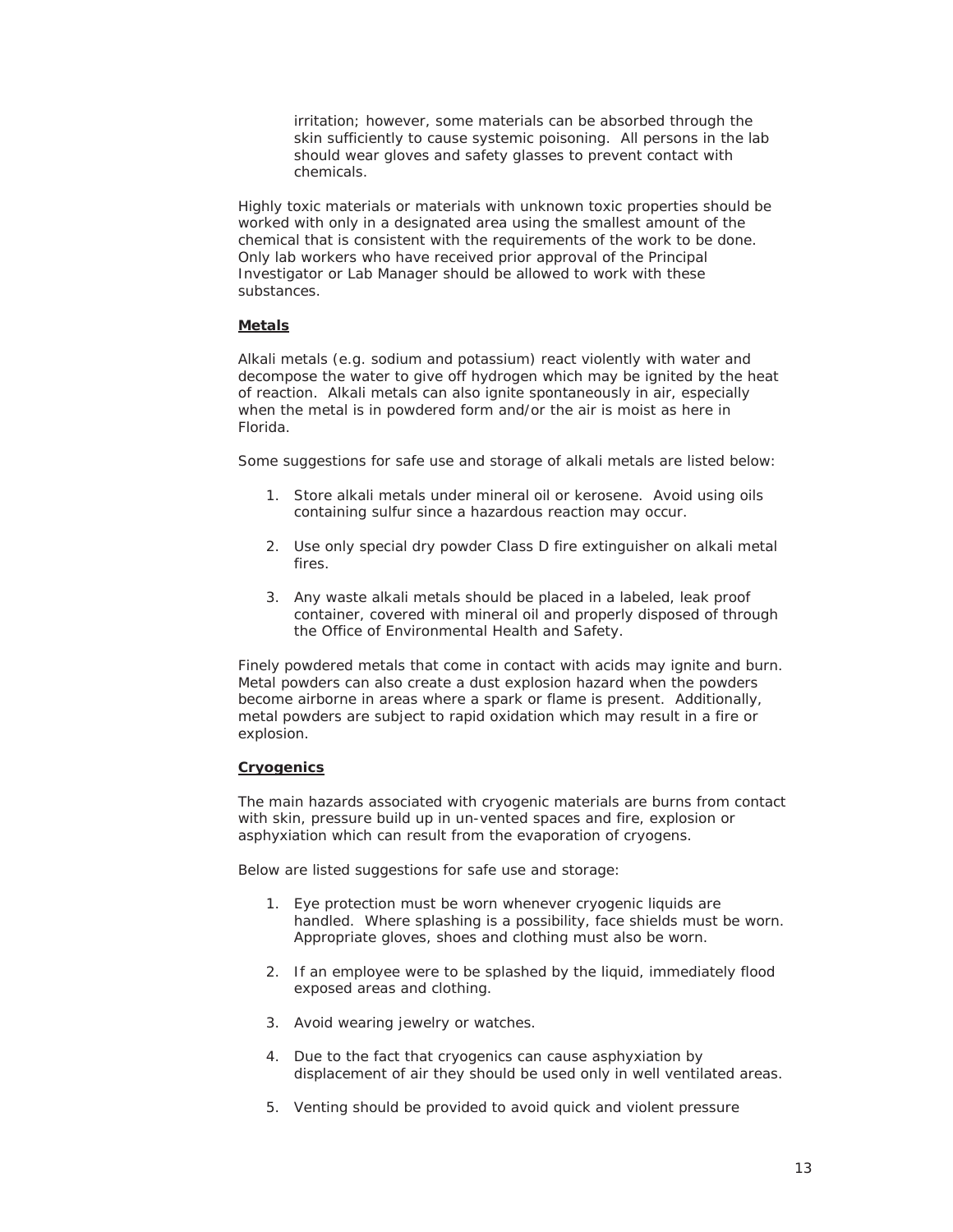irritation; however, some materials can be absorbed through the skin sufficiently to cause systemic poisoning. All persons in the lab should wear gloves and safety glasses to prevent contact with chemicals.

Highly toxic materials or materials with unknown toxic properties should be worked with only in a designated area using the smallest amount of the chemical that is consistent with the requirements of the work to be done. Only lab workers who have received prior approval of the Principal Investigator or Lab Manager should be allowed to work with these substances.

**Metals**

Alkali metals (e.g. sodium and potassium) react violently with water and decompose the water to give off hydrogen which may be ignited by the heat of reaction. Alkali metals can also ignite spontaneously in air, especially when the metal is in powdered form and/or the air is moist as here in Florida.

Some suggestions for safe use and storage of alkali metals are listed below:

1. Store alkali metals under mineral oil or kerosene. Avoid using oils containing sulfur since a hazardous reaction may occur.
2. Use only special dry powder Class D fire extinguisher on alkali metal fires.
3. Any waste alkali metals should be placed in a labeled, leak proof container, covered with mineral oil and properly disposed of through the Office of Environmental Health and Safety.

Finely powdered metals that come in contact with acids may ignite and burn. Metal powders can also create a dust explosion hazard when the powders become airborne in areas where a spark or flame is present. Additionally, metal powders are subject to rapid oxidation which may result in a fire or explosion.

**Cryogenics**

The main hazards associated with cryogenic materials are burns from contact with skin, pressure build up in un-vented spaces and fire, explosion or asphyxiation which can result from the evaporation of cryogens.

Below are listed suggestions for safe use and storage:

1. Eye protection must be worn whenever cryogenic liquids are handled. Where splashing is a possibility, face shields must be worn. Appropriate gloves, shoes and clothing must also be worn.
2. If an employee were to be splashed by the liquid, immediately flood exposed areas and clothing.
3. Avoid wearing jewelry or watches.
4. Due to the fact that cryogenics can cause asphyxiation by displacement of air they should be used only in well ventilated areas.
5. Venting should be provided to avoid quick and violent pressure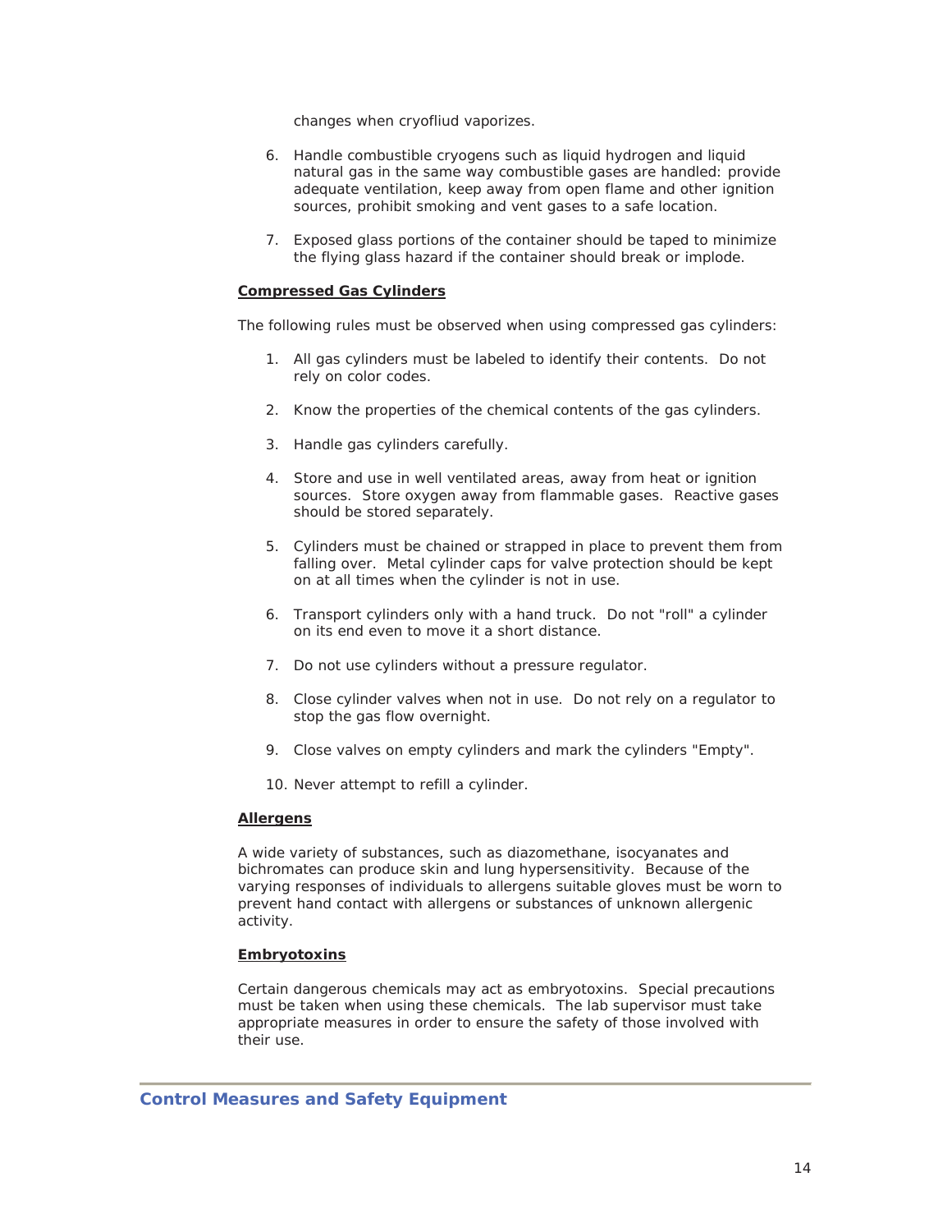changes when cryofliud vaporizes.

6. Handle combustible cryogens such as liquid hydrogen and liquid natural gas in the same way combustible gases are handled: provide adequate ventilation, keep away from open flame and other ignition sources, prohibit smoking and vent gases to a safe location.

7. Exposed glass portions of the container should be taped to minimize the flying glass hazard if the container should break or implode.

**Compressed Gas Cylinders**

The following rules must be observed when using compressed gas cylinders:

1. All gas cylinders must be labeled to identify their contents. Do not rely on color codes.

2. Know the properties of the chemical contents of the gas cylinders.

3. Handle gas cylinders carefully.

4. Store and use in well ventilated areas, away from heat or ignition sources. Store oxygen away from flammable gases. Reactive gases should be stored separately.

5. Cylinders must be chained or strapped in place to prevent them from falling over. Metal cylinder caps for valve protection should be kept on at all times when the cylinder is not in use.

6. Transport cylinders only with a hand truck. Do not "roll" a cylinder on its end even to move it a short distance.

7. Do not use cylinders without a pressure regulator.

8. Close cylinder valves when not in use. Do not rely on a regulator to stop the gas flow overnight.

9. Close valves on empty cylinders and mark the cylinders "Empty".

10. Never attempt to refill a cylinder.

**Allergens**

A wide variety of substances, such as diazomethane, isocyanates and bichromates can produce skin and lung hypersensitivity. Because of the varying responses of individuals to allergens suitable gloves must be worn to prevent hand contact with allergens or substances of unknown allergenic activity.

**Embryotoxins**

Certain dangerous chemicals may act as embryotoxins. Special precautions must be taken when using these chemicals. The lab supervisor must take appropriate measures in order to ensure the safety of those involved with their use.

## Control Measures and Safety Equipment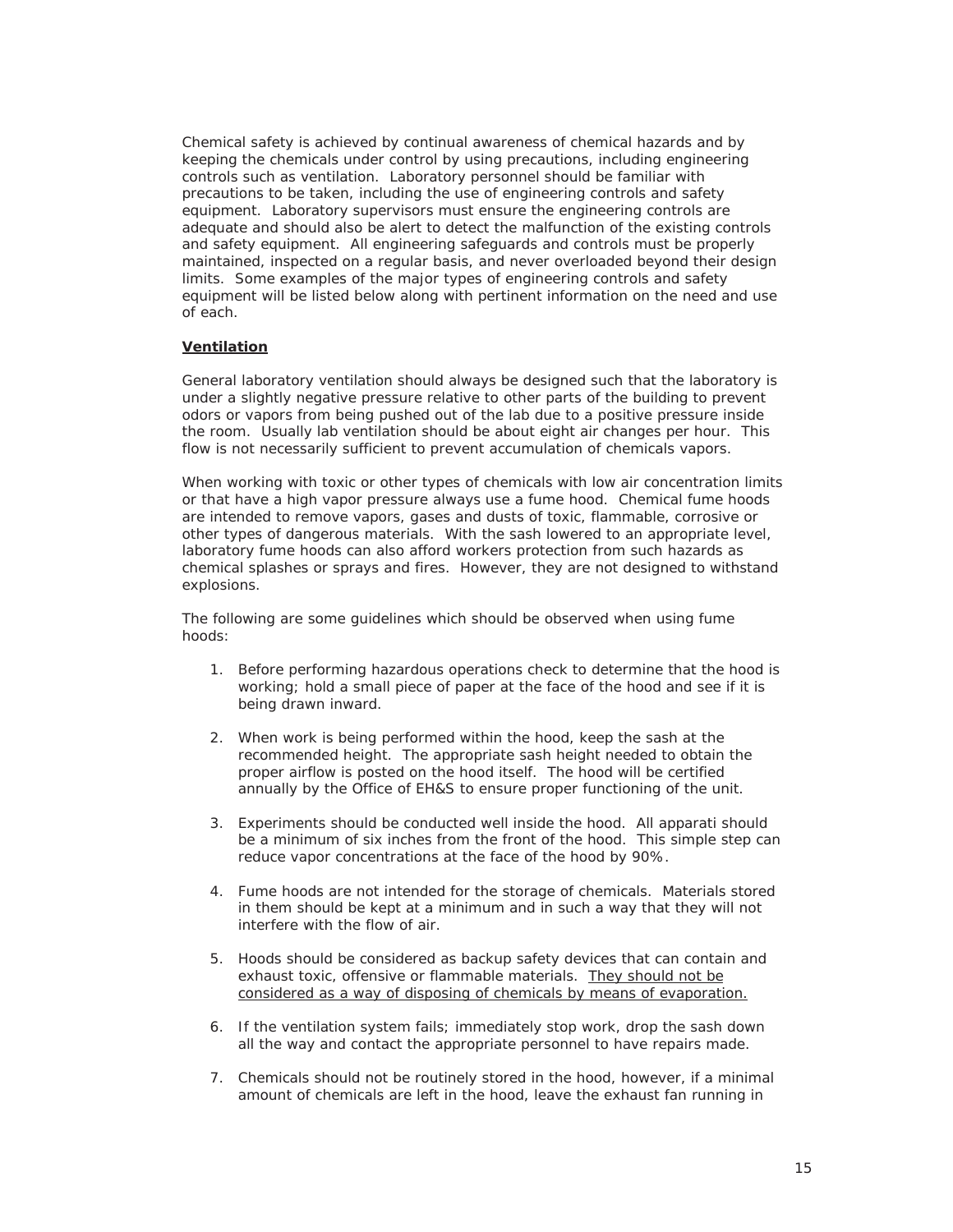Chemical safety is achieved by continual awareness of chemical hazards and by keeping the chemicals under control by using precautions, including engineering controls such as ventilation. Laboratory personnel should be familiar with precautions to be taken, including the use of engineering controls and safety equipment. Laboratory supervisors must ensure the engineering controls are adequate and should also be alert to detect the malfunction of the existing controls and safety equipment. All engineering safeguards and controls must be properly maintained, inspected on a regular basis, and never overloaded beyond their design limits. Some examples of the major types of engineering controls and safety equipment will be listed below along with pertinent information on the need and use of each.

**Ventilation**

General laboratory ventilation should always be designed such that the laboratory is under a slightly negative pressure relative to other parts of the building to prevent odors or vapors from being pushed out of the lab due to a positive pressure inside the room. Usually lab ventilation should be about eight air changes per hour. This flow is not necessarily sufficient to prevent accumulation of chemicals vapors.

When working with toxic or other types of chemicals with low air concentration limits or that have a high vapor pressure always use a fume hood. Chemical fume hoods are intended to remove vapors, gases and dusts of toxic, flammable, corrosive or other types of dangerous materials. With the sash lowered to an appropriate level, laboratory fume hoods can also afford workers protection from such hazards as chemical splashes or sprays and fires. However, they are not designed to withstand explosions.

The following are some guidelines which should be observed when using fume hoods:

1. Before performing hazardous operations check to determine that the hood is working; hold a small piece of paper at the face of the hood and see if it is being drawn inward.

2. When work is being performed within the hood, keep the sash at the recommended height. The appropriate sash height needed to obtain the proper airflow is posted on the hood itself. The hood will be certified annually by the Office of EH&S to ensure proper functioning of the unit.

3. Experiments should be conducted well inside the hood. All apparati should be a minimum of six inches from the front of the hood. This simple step can reduce vapor concentrations at the face of the hood by 90%.

4. Fume hoods are not intended for the storage of chemicals. Materials stored in them should be kept at a minimum and in such a way that they will not interfere with the flow of air.

5. Hoods should be considered as backup safety devices that can contain and exhaust toxic, offensive or flammable materials. <u>They should not be considered as a way of disposing of chemicals by means of evaporation.</u>

6. If the ventilation system fails; immediately stop work, drop the sash down all the way and contact the appropriate personnel to have repairs made.

7. Chemicals should not be routinely stored in the hood, however, if a minimal amount of chemicals are left in the hood, leave the exhaust fan running in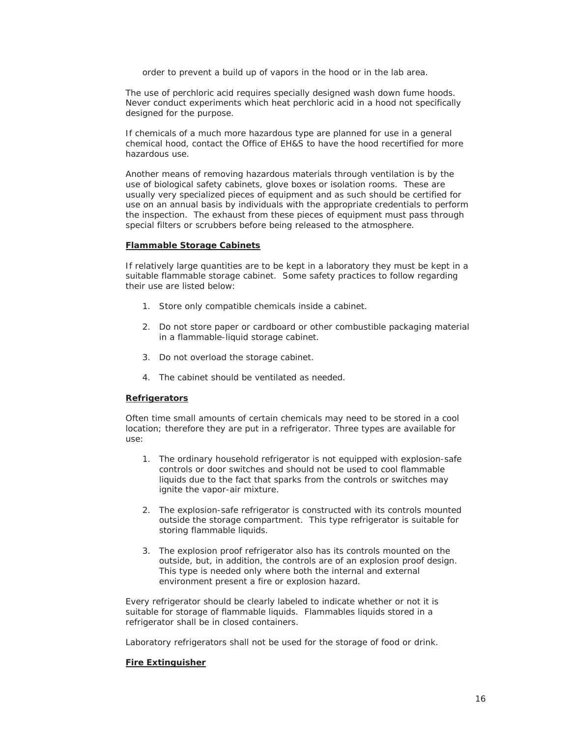order to prevent a build up of vapors in the hood or in the lab area.

The use of perchloric acid requires specially designed wash down fume hoods. Never conduct experiments which heat perchloric acid in a hood not specifically designed for the purpose.

If chemicals of a much more hazardous type are planned for use in a general chemical hood, contact the Office of EH&S to have the hood recertified for more hazardous use.

Another means of removing hazardous materials through ventilation is by the use of biological safety cabinets, glove boxes or isolation rooms. These are usually very specialized pieces of equipment and as such should be certified for use on an annual basis by individuals with the appropriate credentials to perform the inspection. The exhaust from these pieces of equipment must pass through special filters or scrubbers before being released to the atmosphere.

**Flammable Storage Cabinets**

If relatively large quantities are to be kept in a laboratory they must be kept in a suitable flammable storage cabinet. Some safety practices to follow regarding their use are listed below:

1. Store only compatible chemicals inside a cabinet.
2. Do not store paper or cardboard or other combustible packaging material in a flammable-liquid storage cabinet.
3. Do not overload the storage cabinet.
4. The cabinet should be ventilated as needed.

**Refrigerators**

Often time small amounts of certain chemicals may need to be stored in a cool location; therefore they are put in a refrigerator. Three types are available for use:

1. The ordinary household refrigerator is not equipped with explosion-safe controls or door switches and should not be used to cool flammable liquids due to the fact that sparks from the controls or switches may ignite the vapor-air mixture.
2. The explosion-safe refrigerator is constructed with its controls mounted outside the storage compartment. This type refrigerator is suitable for storing flammable liquids.
3. The explosion proof refrigerator also has its controls mounted on the outside, but, in addition, the controls are of an explosion proof design. This type is needed only where both the internal and external environment present a fire or explosion hazard.

Every refrigerator should be clearly labeled to indicate whether or not it is suitable for storage of flammable liquids. Flammables liquids stored in a refrigerator shall be in closed containers.

Laboratory refrigerators shall not be used for the storage of food or drink.

**Fire Extinguisher**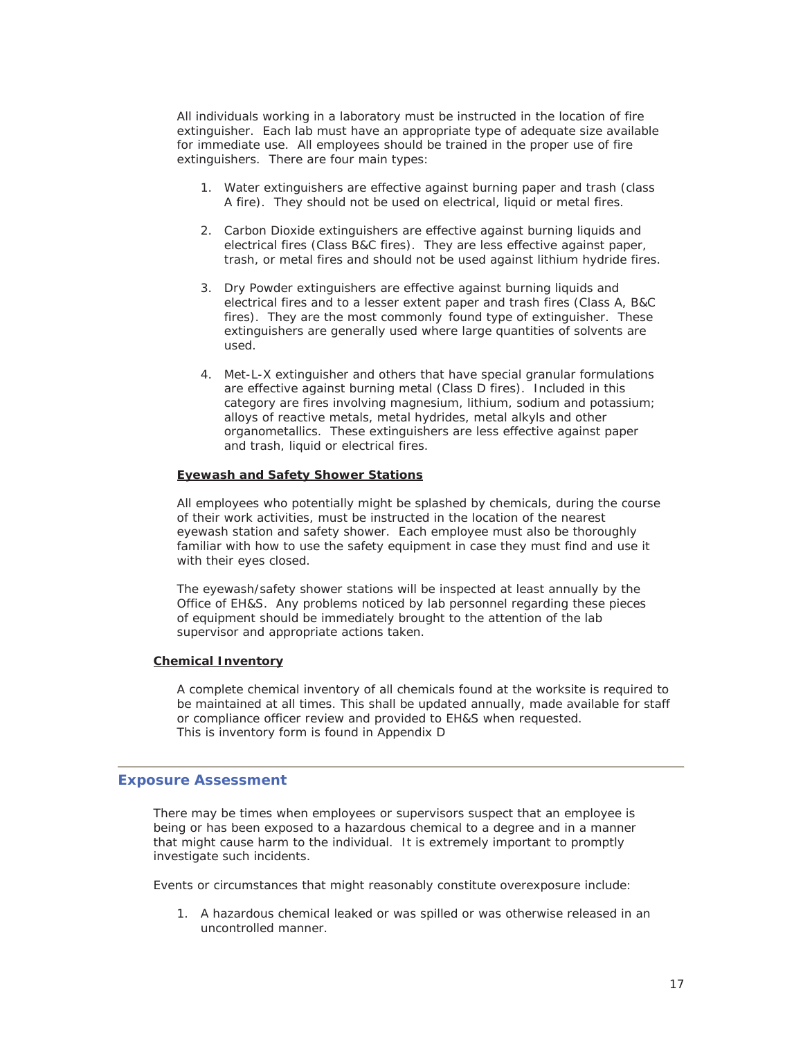All individuals working in a laboratory must be instructed in the location of fire extinguisher. Each lab must have an appropriate type of adequate size available for immediate use. All employees should be trained in the proper use of fire extinguishers. There are four main types:

1. Water extinguishers are effective against burning paper and trash (class A fire). They should not be used on electrical, liquid or metal fires.

2. Carbon Dioxide extinguishers are effective against burning liquids and electrical fires (Class B&C fires). They are less effective against paper, trash, or metal fires and should not be used against lithium hydride fires.

3. Dry Powder extinguishers are effective against burning liquids and electrical fires and to a lesser extent paper and trash fires (Class A, B&C fires). They are the most commonly found type of extinguisher. These extinguishers are generally used where large quantities of solvents are used.

4. Met-L-X extinguisher and others that have special granular formulations are effective against burning metal (Class D fires). Included in this category are fires involving magnesium, lithium, sodium and potassium; alloys of reactive metals, metal hydrides, metal alkyls and other organometallics. These extinguishers are less effective against paper and trash, liquid or electrical fires.

**Eyewash and Safety Shower Stations**

All employees who potentially might be splashed by chemicals, during the course of their work activities, must be instructed in the location of the nearest eyewash station and safety shower. Each employee must also be thoroughly familiar with how to use the safety equipment in case they must find and use it with their eyes closed.

The eyewash/safety shower stations will be inspected at least annually by the Office of EH&S. Any problems noticed by lab personnel regarding these pieces of equipment should be immediately brought to the attention of the lab supervisor and appropriate actions taken.

**Chemical Inventory**

A complete chemical inventory of all chemicals found at the worksite is required to be maintained at all times. This shall be updated annually, made available for staff or compliance officer review and provided to EH&S when requested.
This is inventory form is found in Appendix D

## Exposure Assessment

There may be times when employees or supervisors suspect that an employee is being or has been exposed to a hazardous chemical to a degree and in a manner that might cause harm to the individual. It is extremely important to promptly investigate such incidents.

Events or circumstances that might reasonably constitute overexposure include:

1. A hazardous chemical leaked or was spilled or was otherwise released in an uncontrolled manner.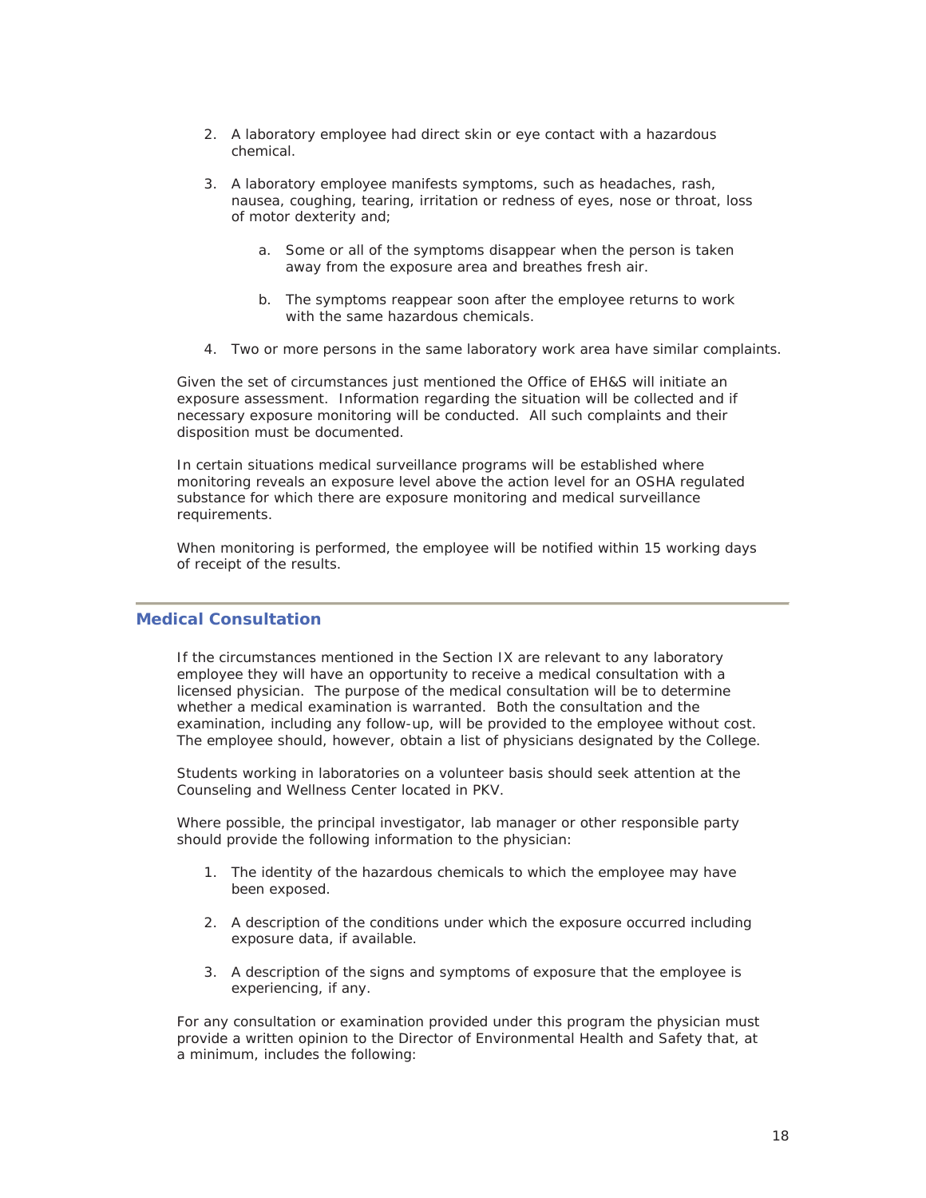2. A laboratory employee had direct skin or eye contact with a hazardous chemical.

3. A laboratory employee manifests symptoms, such as headaches, rash, nausea, coughing, tearing, irritation or redness of eyes, nose or throat, loss of motor dexterity and;

    a. Some or all of the symptoms disappear when the person is taken away from the exposure area and breathes fresh air.

    b. The symptoms reappear soon after the employee returns to work with the same hazardous chemicals.

4. Two or more persons in the same laboratory work area have similar complaints.

Given the set of circumstances just mentioned the Office of EH&S will initiate an exposure assessment. Information regarding the situation will be collected and if necessary exposure monitoring will be conducted. All such complaints and their disposition must be documented.

In certain situations medical surveillance programs will be established where monitoring reveals an exposure level above the action level for an OSHA regulated substance for which there are exposure monitoring and medical surveillance requirements.

When monitoring is performed, the employee will be notified within 15 working days of receipt of the results.

## Medical Consultation

If the circumstances mentioned in the Section IX are relevant to any laboratory employee they will have an opportunity to receive a medical consultation with a licensed physician. The purpose of the medical consultation will be to determine whether a medical examination is warranted. Both the consultation and the examination, including any follow-up, will be provided to the employee without cost. The employee should, however, obtain a list of physicians designated by the College.

Students working in laboratories on a volunteer basis should seek attention at the Counseling and Wellness Center located in PKV.

Where possible, the principal investigator, lab manager or other responsible party should provide the following information to the physician:

1. The identity of the hazardous chemicals to which the employee may have been exposed.

2. A description of the conditions under which the exposure occurred including exposure data, if available.

3. A description of the signs and symptoms of exposure that the employee is experiencing, if any.

For any consultation or examination provided under this program the physician must provide a written opinion to the Director of Environmental Health and Safety that, at a minimum, includes the following: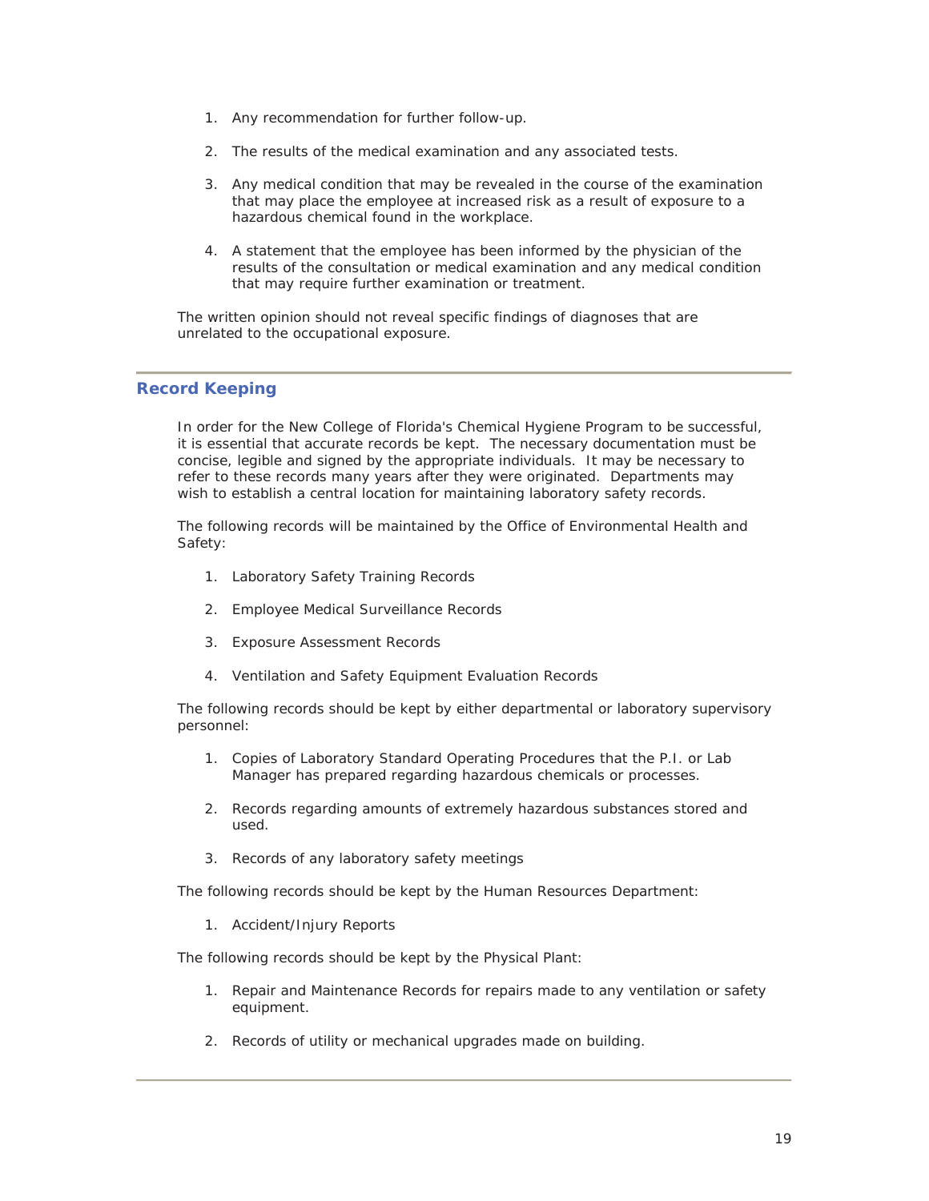1. Any recommendation for further follow-up.

2. The results of the medical examination and any associated tests.

3. Any medical condition that may be revealed in the course of the examination that may place the employee at increased risk as a result of exposure to a hazardous chemical found in the workplace.

4. A statement that the employee has been informed by the physician of the results of the consultation or medical examination and any medical condition that may require further examination or treatment.

The written opinion should not reveal specific findings of diagnoses that are unrelated to the occupational exposure.

---

## Record Keeping

In order for the New College of Florida's Chemical Hygiene Program to be successful, it is essential that accurate records be kept. The necessary documentation must be concise, legible and signed by the appropriate individuals. It may be necessary to refer to these records many years after they were originated. Departments may wish to establish a central location for maintaining laboratory safety records.

The following records will be maintained by the Office of Environmental Health and Safety:

1. Laboratory Safety Training Records

2. Employee Medical Surveillance Records

3. Exposure Assessment Records

4. Ventilation and Safety Equipment Evaluation Records

The following records should be kept by either departmental or laboratory supervisory personnel:

1. Copies of Laboratory Standard Operating Procedures that the P.I. or Lab Manager has prepared regarding hazardous chemicals or processes.

2. Records regarding amounts of extremely hazardous substances stored and used.

3. Records of any laboratory safety meetings

The following records should be kept by the Human Resources Department:

1. Accident/Injury Reports

The following records should be kept by the Physical Plant:

1. Repair and Maintenance Records for repairs made to any ventilation or safety equipment.

2. Records of utility or mechanical upgrades made on building.

---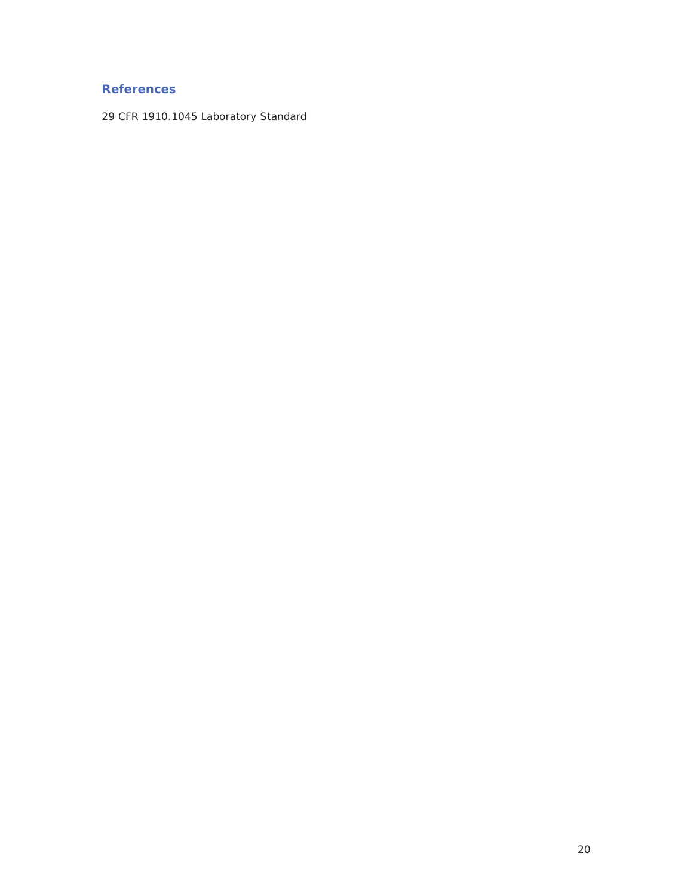## References

29 CFR 1910.1045 Laboratory Standard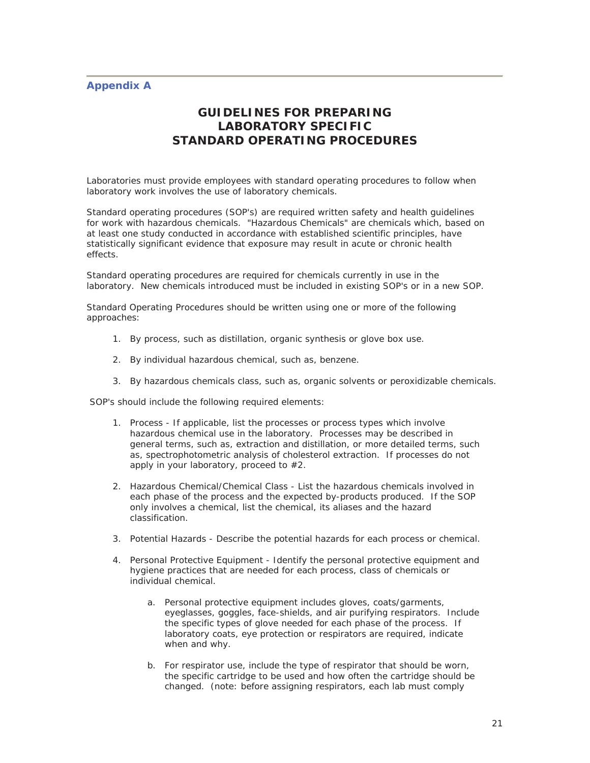## Appendix A

# GUIDELINES FOR PREPARING LABORATORY SPECIFIC STANDARD OPERATING PROCEDURES

Laboratories must provide employees with standard operating procedures to follow when laboratory work involves the use of laboratory chemicals.

Standard operating procedures (SOP's) are required written safety and health guidelines for work with hazardous chemicals. "Hazardous Chemicals" are chemicals which, based on at least one study conducted in accordance with established scientific principles, have statistically significant evidence that exposure may result in acute or chronic health effects.

Standard operating procedures are required for chemicals currently in use in the laboratory. New chemicals introduced must be included in existing SOP's or in a new SOP.

Standard Operating Procedures should be written using one or more of the following approaches:

1. By process, such as distillation, organic synthesis or glove box use.

2. By individual hazardous chemical, such as, benzene.

3. By hazardous chemicals class, such as, organic solvents or peroxidizable chemicals.

SOP's should include the following required elements:

1. Process - If applicable, list the processes or process types which involve hazardous chemical use in the laboratory. Processes may be described in general terms, such as, extraction and distillation, or more detailed terms, such as, spectrophotometric analysis of cholesterol extraction. If processes do not apply in your laboratory, proceed to #2.

2. Hazardous Chemical/Chemical Class - List the hazardous chemicals involved in each phase of the process and the expected by-products produced. If the SOP only involves a chemical, list the chemical, its aliases and the hazard classification.

3. Potential Hazards - Describe the potential hazards for each process or chemical.

4. Personal Protective Equipment - Identify the personal protective equipment and hygiene practices that are needed for each process, class of chemicals or individual chemical.

    a. Personal protective equipment includes gloves, coats/garments, eyeglasses, goggles, face-shields, and air purifying respirators. Include the specific types of glove needed for each phase of the process. If laboratory coats, eye protection or respirators are required, indicate when and why.

    b. For respirator use, include the type of respirator that should be worn, the specific cartridge to be used and how often the cartridge should be changed. (note: before assigning respirators, each lab must comply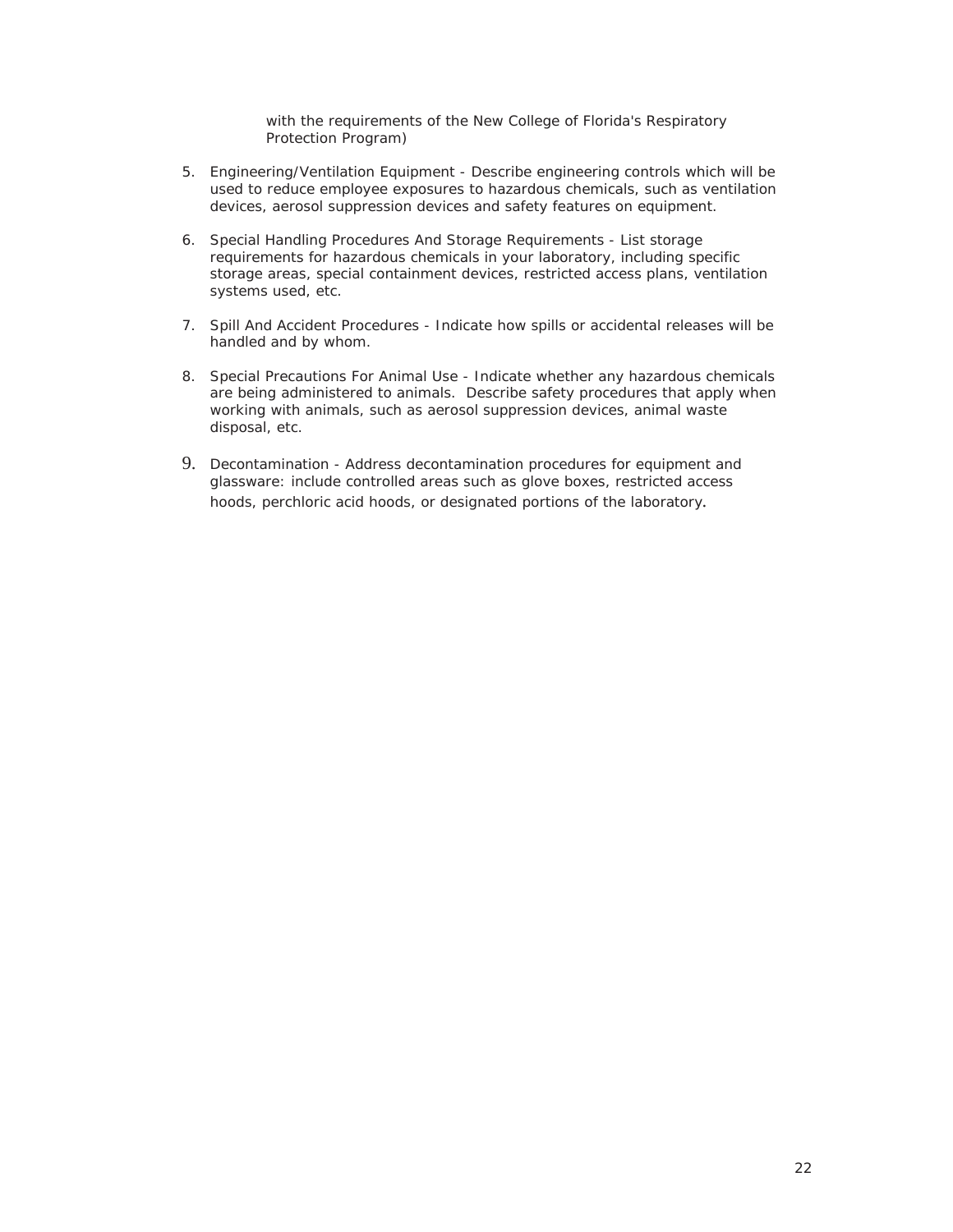with the requirements of the New College of Florida's Respiratory Protection Program)

5. Engineering/Ventilation Equipment - Describe engineering controls which will be used to reduce employee exposures to hazardous chemicals, such as ventilation devices, aerosol suppression devices and safety features on equipment.

6. Special Handling Procedures And Storage Requirements - List storage requirements for hazardous chemicals in your laboratory, including specific storage areas, special containment devices, restricted access plans, ventilation systems used, etc.

7. Spill And Accident Procedures - Indicate how spills or accidental releases will be handled and by whom.

8. Special Precautions For Animal Use - Indicate whether any hazardous chemicals are being administered to animals. Describe safety procedures that apply when working with animals, such as aerosol suppression devices, animal waste disposal, etc.

9. Decontamination - Address decontamination procedures for equipment and glassware: include controlled areas such as glove boxes, restricted access hoods, perchloric acid hoods, or designated portions of the laboratory.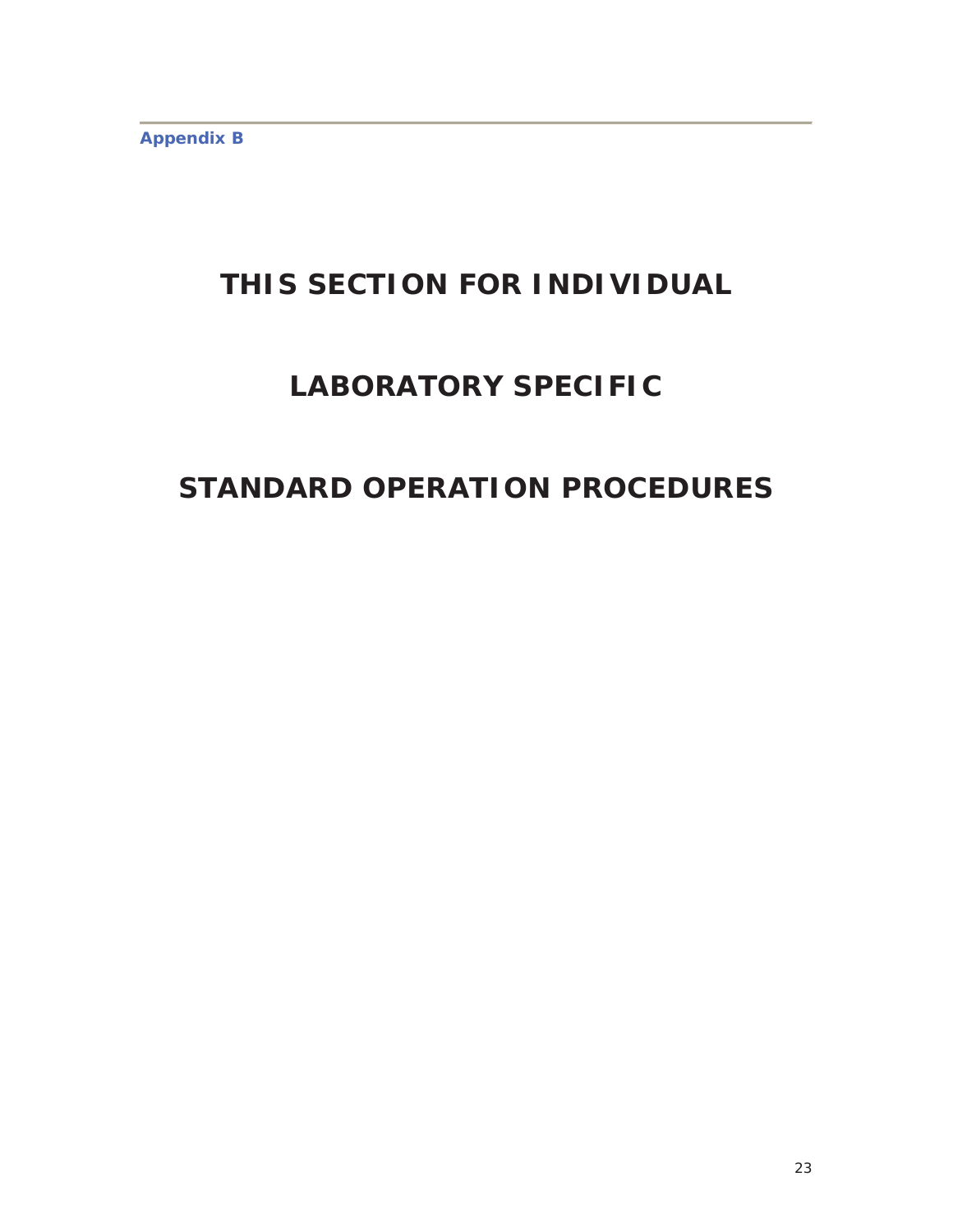Appendix B

# THIS SECTION FOR INDIVIDUAL

# LABORATORY SPECIFIC

# STANDARD OPERATION PROCEDURES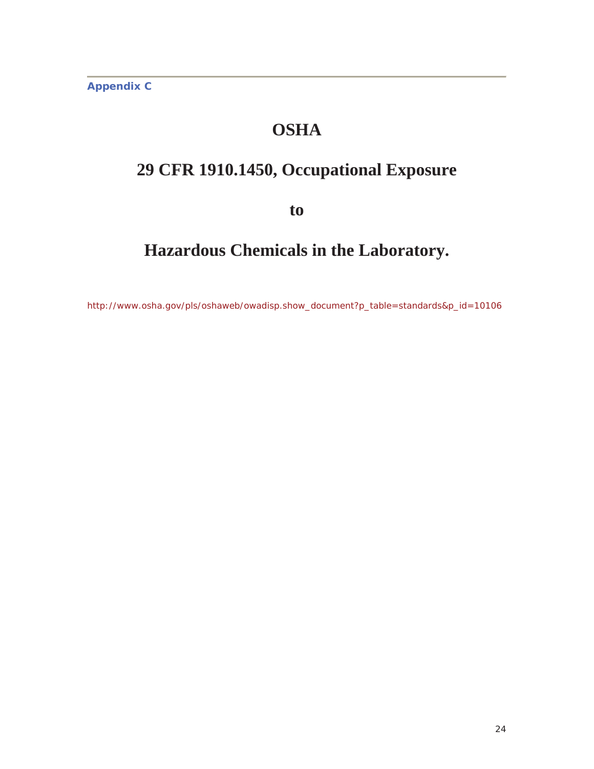Appendix C

# OSHA

# 29 CFR 1910.1450, Occupational Exposure

# to

# Hazardous Chemicals in the Laboratory.

http://www.osha.gov/pls/oshaweb/owadisp.show_document?p_table=standards&p_id=10106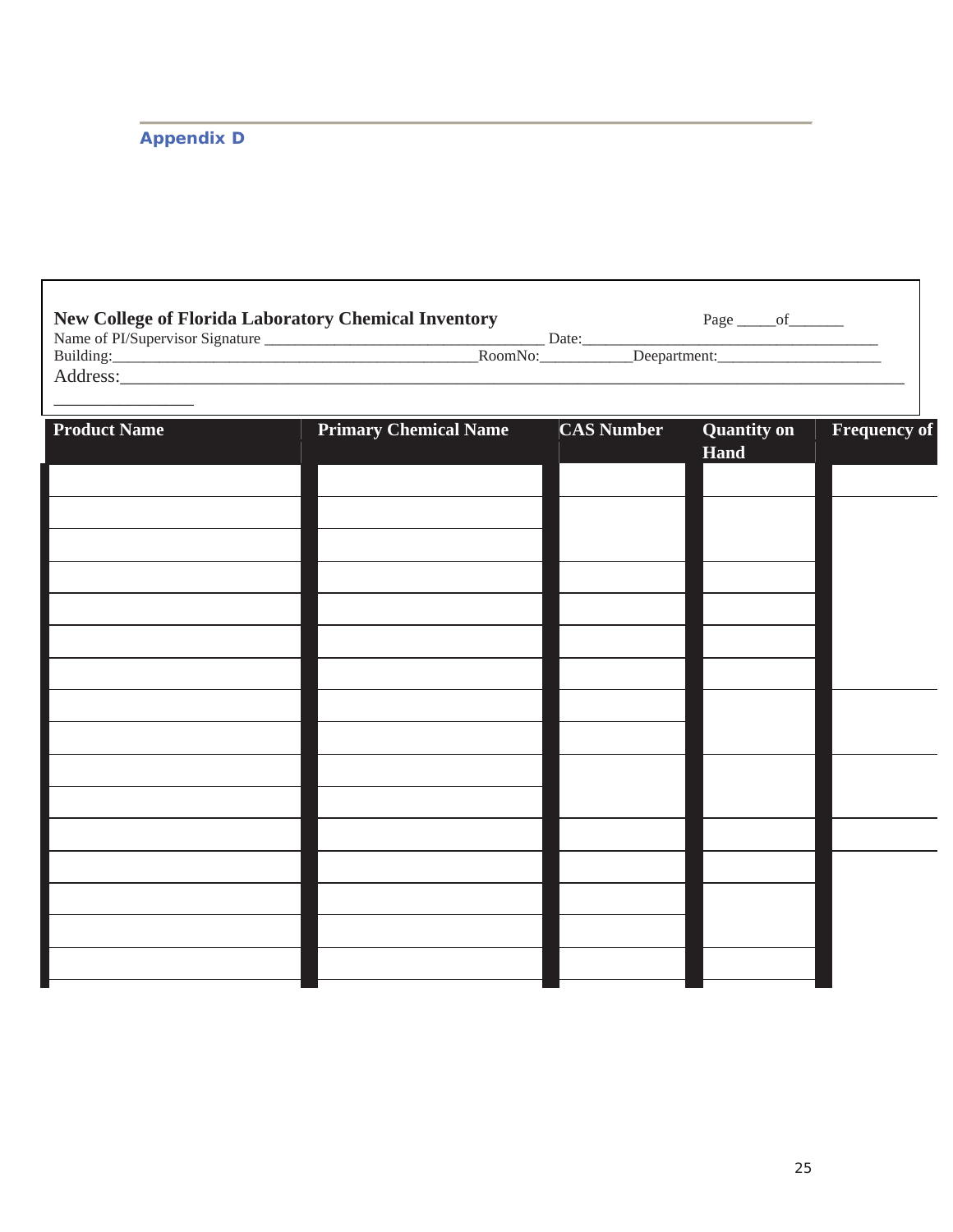## Appendix D

**New College of Florida Laboratory Chemical Inventory**

Page _____of_______

Name of PI/Supervisor Signature ___________________________________ Date:_____________________________________

Building:________________________________________________RoomNo:___________Deepartment:_____________________

Address:__________________________________________________________________________________________
________________

| Product Name | Primary Chemical Name | CAS Number | Quantity on Hand | Frequency of |
|---|---|---|---|---|
| | | | | |
| | | | | |
| | | | | |
| | | | | |
| | | | | |
| | | | | |
| | | | | |
| | | | | |
| | | | | |
| | | | | |
| | | | | |
| | | | | |
| | | | | |
| | | | | |
| | | | | |
| | | | | |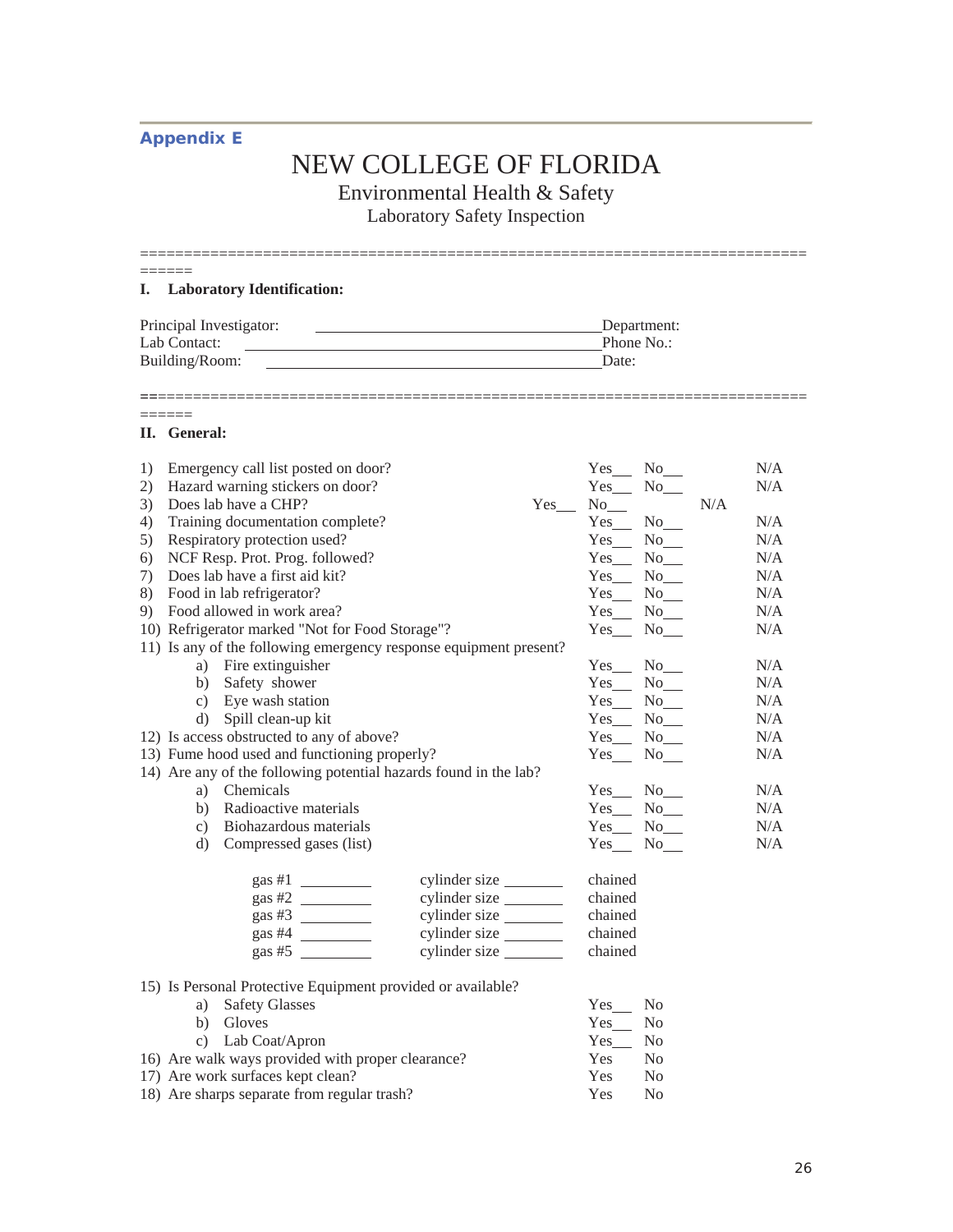## Appendix E

# NEW COLLEGE OF FLORIDA

## Environmental Health & Safety

### Laboratory Safety Inspection

================================================================================

## I. Laboratory Identification:

Principal Investigator: ______________________________ Department:
Lab Contact: ______________________________ Phone No.:
Building/Room: ______________________________ Date:

================================================================================

## II. General:

| | | | | |
|---|---|---|---|---|
| 1) | Emergency call list posted on door? | Yes___ | No___ | N/A |
| 2) | Hazard warning stickers on door? | Yes___ | No___ | N/A |
| 3) | Does lab have a CHP? | Yes___ | No___ | N/A |
| 4) | Training documentation complete? | Yes___ | No___ | N/A |
| 5) | Respiratory protection used? | Yes___ | No___ | N/A |
| 6) | NCF Resp. Prot. Prog. followed? | Yes___ | No___ | N/A |
| 7) | Does lab have a first aid kit? | Yes___ | No___ | N/A |
| 8) | Food in lab refrigerator? | Yes___ | No___ | N/A |
| 9) | Food allowed in work area? | Yes___ | No___ | N/A |
| 10) | Refrigerator marked "Not for Food Storage"? | Yes___ | No___ | N/A |
| 11) | Is any of the following emergency response equipment present? | | | |
| | a) Fire extinguisher | Yes___ | No___ | N/A |
| | b) Safety shower | Yes___ | No___ | N/A |
| | c) Eye wash station | Yes___ | No___ | N/A |
| | d) Spill clean-up kit | Yes___ | No___ | N/A |
| 12) | Is access obstructed to any of above? | Yes___ | No___ | N/A |
| 13) | Fume hood used and functioning properly? | Yes___ | No___ | N/A |
| 14) | Are any of the following potential hazards found in the lab? | | | |
| | a) Chemicals | Yes___ | No___ | N/A |
| | b) Radioactive materials | Yes___ | No___ | N/A |
| | c) Biohazardous materials | Yes___ | No___ | N/A |
| | d) Compressed gases (list) | Yes___ | No___ | N/A |

gas #1 __________ cylinder size ________ chained
gas #2 __________ cylinder size ________ chained
gas #3 __________ cylinder size ________ chained
gas #4 __________ cylinder size ________ chained
gas #5 __________ cylinder size ________ chained

| | | | |
|---|---|---|---|
| 15) | Is Personal Protective Equipment provided or available? | | |
| | a) Safety Glasses | Yes___ | No |
| | b) Gloves | Yes___ | No |
| | c) Lab Coat/Apron | Yes___ | No |
| 16) | Are walk ways provided with proper clearance? | Yes | No |
| 17) | Are work surfaces kept clean? | Yes | No |
| 18) | Are sharps separate from regular trash? | Yes | No |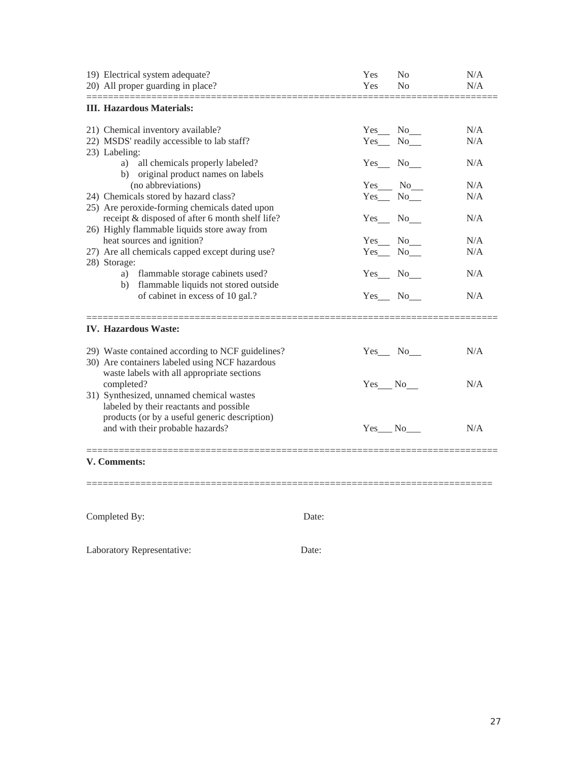19) Electrical system adequate? Yes No N/A
20) All proper guarding in place? Yes No N/A

===========================================================================

**III. Hazardous Materials:**

21) Chemical inventory available? Yes___ No___ N/A
22) MSDS' readily accessible to lab staff? Yes___ No___ N/A
23) Labeling:
    a) all chemicals properly labeled? Yes___ No___ N/A
    b) original product names on labels (no abbreviations) Yes___ No___ N/A
24) Chemicals stored by hazard class? Yes___ No___ N/A
25) Are peroxide-forming chemicals dated upon receipt & disposed of after 6 month shelf life? Yes___ No___ N/A
26) Highly flammable liquids store away from heat sources and ignition? Yes___ No___ N/A
27) Are all chemicals capped except during use? Yes___ No___ N/A
28) Storage:
    a) flammable storage cabinets used? Yes___ No___ N/A
    b) flammable liquids not stored outside of cabinet in excess of 10 gal.? Yes___ No___ N/A

===========================================================================

**IV. Hazardous Waste:**

29) Waste contained according to NCF guidelines? Yes___ No___ N/A
30) Are containers labeled using NCF hazardous waste labels with all appropriate sections completed? Yes___ No___ N/A
31) Synthesized, unnamed chemical wastes labeled by their reactants and possible products (or by a useful generic description) and with their probable hazards? Yes___ No___ N/A

===========================================================================

**V. Comments:**

===========================================================================

Completed By: Date:

Laboratory Representative: Date: